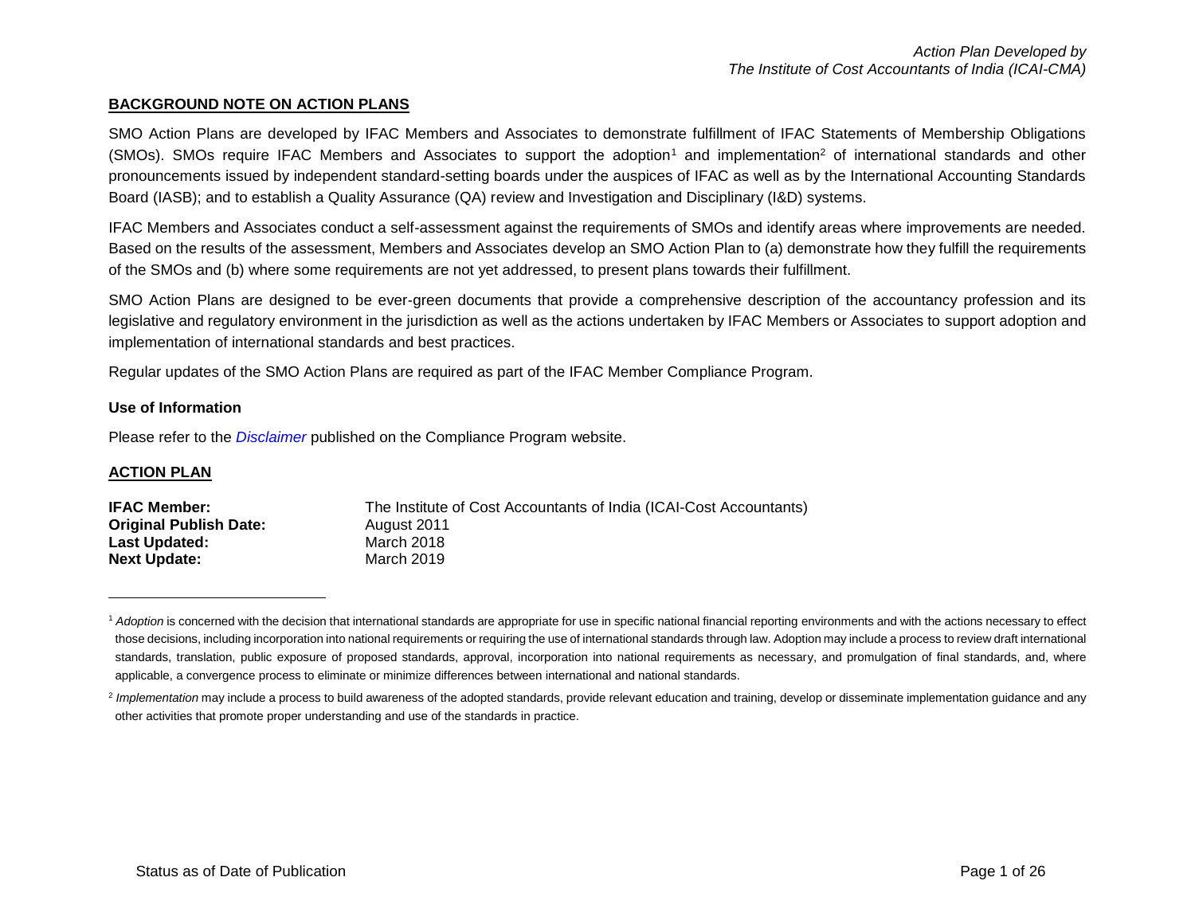*Action Plan Developed by*
*The Institute of Cost Accountants of India (ICAI-CMA)*

## BACKGROUND NOTE ON ACTION PLANS

SMO Action Plans are developed by IFAC Members and Associates to demonstrate fulfillment of IFAC Statements of Membership Obligations (SMOs). SMOs require IFAC Members and Associates to support the adoption[1] and implementation[2] of international standards and other pronouncements issued by independent standard-setting boards under the auspices of IFAC as well as by the International Accounting Standards Board (IASB); and to establish a Quality Assurance (QA) review and Investigation and Disciplinary (I&D) systems.

IFAC Members and Associates conduct a self-assessment against the requirements of SMOs and identify areas where improvements are needed. Based on the results of the assessment, Members and Associates develop an SMO Action Plan to (a) demonstrate how they fulfill the requirements of the SMOs and (b) where some requirements are not yet addressed, to present plans towards their fulfillment.

SMO Action Plans are designed to be ever-green documents that provide a comprehensive description of the accountancy profession and its legislative and regulatory environment in the jurisdiction as well as the actions undertaken by IFAC Members or Associates to support adoption and implementation of international standards and best practices.

Regular updates of the SMO Action Plans are required as part of the IFAC Member Compliance Program.

### Use of Information

Please refer to the *Disclaimer* published on the Compliance Program website.

## ACTION PLAN

**IFAC Member:** The Institute of Cost Accountants of India (ICAI-Cost Accountants)
**Original Publish Date:** August 2011
**Last Updated:** March 2018
**Next Update:** March 2019

---

[1] *Adoption* is concerned with the decision that international standards are appropriate for use in specific national financial reporting environments and with the actions necessary to effect those decisions, including incorporation into national requirements or requiring the use of international standards through law. Adoption may include a process to review draft international standards, translation, public exposure of proposed standards, approval, incorporation into national requirements as necessary, and promulgation of final standards, and, where applicable, a convergence process to eliminate or minimize differences between international and national standards.

[2] *Implementation* may include a process to build awareness of the adopted standards, provide relevant education and training, develop or disseminate implementation guidance and any other activities that promote proper understanding and use of the standards in practice.

Status as of Date of Publication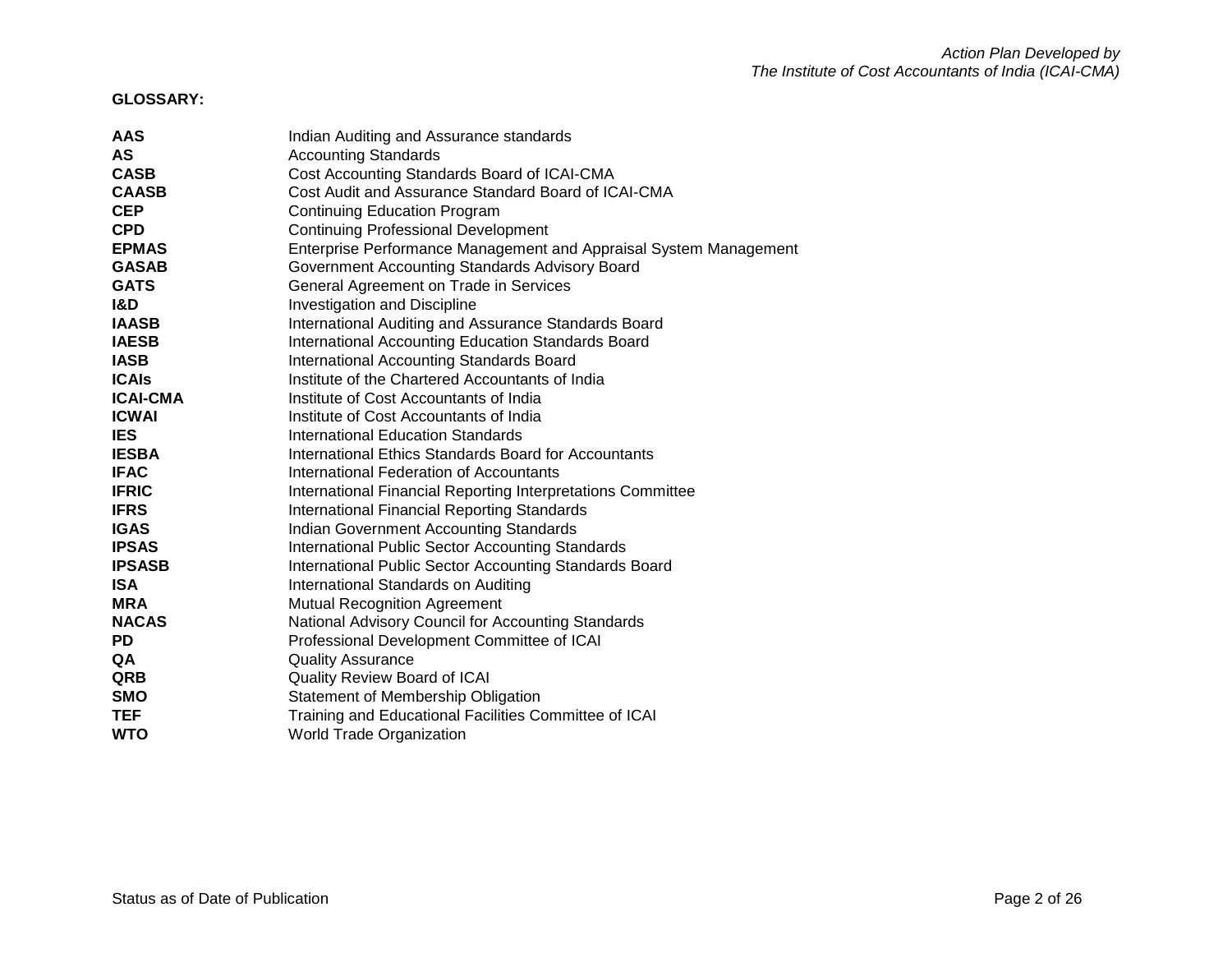**GLOSSARY:**

| | |
|---|---|
| **AAS** | Indian Auditing and Assurance standards |
| **AS** | Accounting Standards |
| **CASB** | Cost Accounting Standards Board of ICAI-CMA |
| **CAASB** | Cost Audit and Assurance Standard Board of ICAI-CMA |
| **CEP** | Continuing Education Program |
| **CPD** | Continuing Professional Development |
| **EPMAS** | Enterprise Performance Management and Appraisal System Management |
| **GASAB** | Government Accounting Standards Advisory Board |
| **GATS** | General Agreement on Trade in Services |
| **I&D** | Investigation and Discipline |
| **IAASB** | International Auditing and Assurance Standards Board |
| **IAESB** | International Accounting Education Standards Board |
| **IASB** | International Accounting Standards Board |
| **ICAIs** | Institute of the Chartered Accountants of India |
| **ICAI-CMA** | Institute of Cost Accountants of India |
| **ICWAI** | Institute of Cost Accountants of India |
| **IES** | International Education Standards |
| **IESBA** | International Ethics Standards Board for Accountants |
| **IFAC** | International Federation of Accountants |
| **IFRIC** | International Financial Reporting Interpretations Committee |
| **IFRS** | International Financial Reporting Standards |
| **IGAS** | Indian Government Accounting Standards |
| **IPSAS** | International Public Sector Accounting Standards |
| **IPSASB** | International Public Sector Accounting Standards Board |
| **ISA** | International Standards on Auditing |
| **MRA** | Mutual Recognition Agreement |
| **NACAS** | National Advisory Council for Accounting Standards |
| **PD** | Professional Development Committee of ICAI |
| **QA** | Quality Assurance |
| **QRB** | Quality Review Board of ICAI |
| **SMO** | Statement of Membership Obligation |
| **TEF** | Training and Educational Facilities Committee of ICAI |
| **WTO** | World Trade Organization |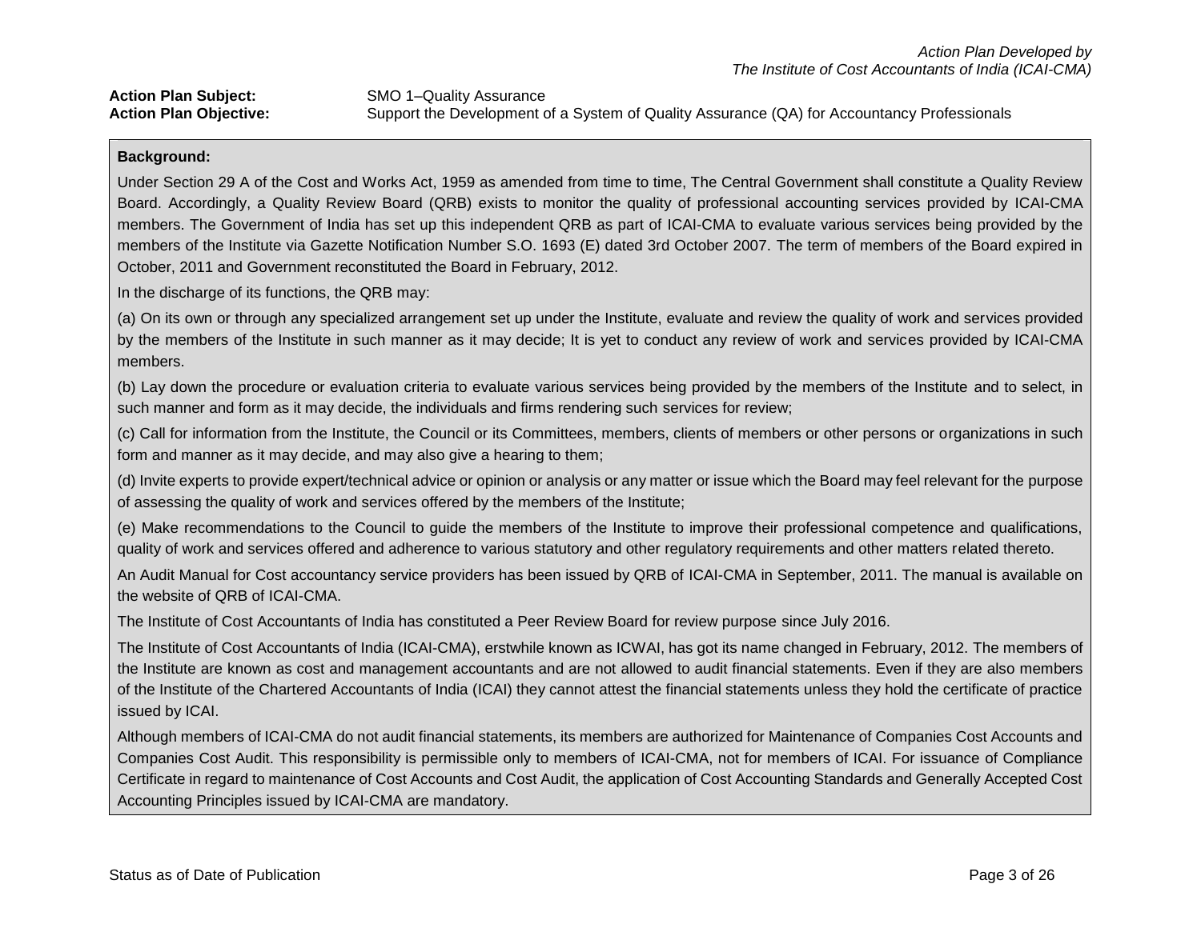*Action Plan Developed by*
*The Institute of Cost Accountants of India (ICAI-CMA)*

**Action Plan Subject:** SMO 1–Quality Assurance
**Action Plan Objective:** Support the Development of a System of Quality Assurance (QA) for Accountancy Professionals

**Background:**

Under Section 29 A of the Cost and Works Act, 1959 as amended from time to time, The Central Government shall constitute a Quality Review Board. Accordingly, a Quality Review Board (QRB) exists to monitor the quality of professional accounting services provided by ICAI-CMA members. The Government of India has set up this independent QRB as part of ICAI-CMA to evaluate various services being provided by the members of the Institute via Gazette Notification Number S.O. 1693 (E) dated 3rd October 2007. The term of members of the Board expired in October, 2011 and Government reconstituted the Board in February, 2012.

In the discharge of its functions, the QRB may:

(a) On its own or through any specialized arrangement set up under the Institute, evaluate and review the quality of work and services provided by the members of the Institute in such manner as it may decide; It is yet to conduct any review of work and services provided by ICAI-CMA members.

(b) Lay down the procedure or evaluation criteria to evaluate various services being provided by the members of the Institute and to select, in such manner and form as it may decide, the individuals and firms rendering such services for review;

(c) Call for information from the Institute, the Council or its Committees, members, clients of members or other persons or organizations in such form and manner as it may decide, and may also give a hearing to them;

(d) Invite experts to provide expert/technical advice or opinion or analysis or any matter or issue which the Board may feel relevant for the purpose of assessing the quality of work and services offered by the members of the Institute;

(e) Make recommendations to the Council to guide the members of the Institute to improve their professional competence and qualifications, quality of work and services offered and adherence to various statutory and other regulatory requirements and other matters related thereto.

An Audit Manual for Cost accountancy service providers has been issued by QRB of ICAI-CMA in September, 2011. The manual is available on the website of QRB of ICAI-CMA.

The Institute of Cost Accountants of India has constituted a Peer Review Board for review purpose since July 2016.

The Institute of Cost Accountants of India (ICAI-CMA), erstwhile known as ICWAI, has got its name changed in February, 2012. The members of the Institute are known as cost and management accountants and are not allowed to audit financial statements. Even if they are also members of the Institute of the Chartered Accountants of India (ICAI) they cannot attest the financial statements unless they hold the certificate of practice issued by ICAI.

Although members of ICAI-CMA do not audit financial statements, its members are authorized for Maintenance of Companies Cost Accounts and Companies Cost Audit. This responsibility is permissible only to members of ICAI-CMA, not for members of ICAI. For issuance of Compliance Certificate in regard to maintenance of Cost Accounts and Cost Audit, the application of Cost Accounting Standards and Generally Accepted Cost Accounting Principles issued by ICAI-CMA are mandatory.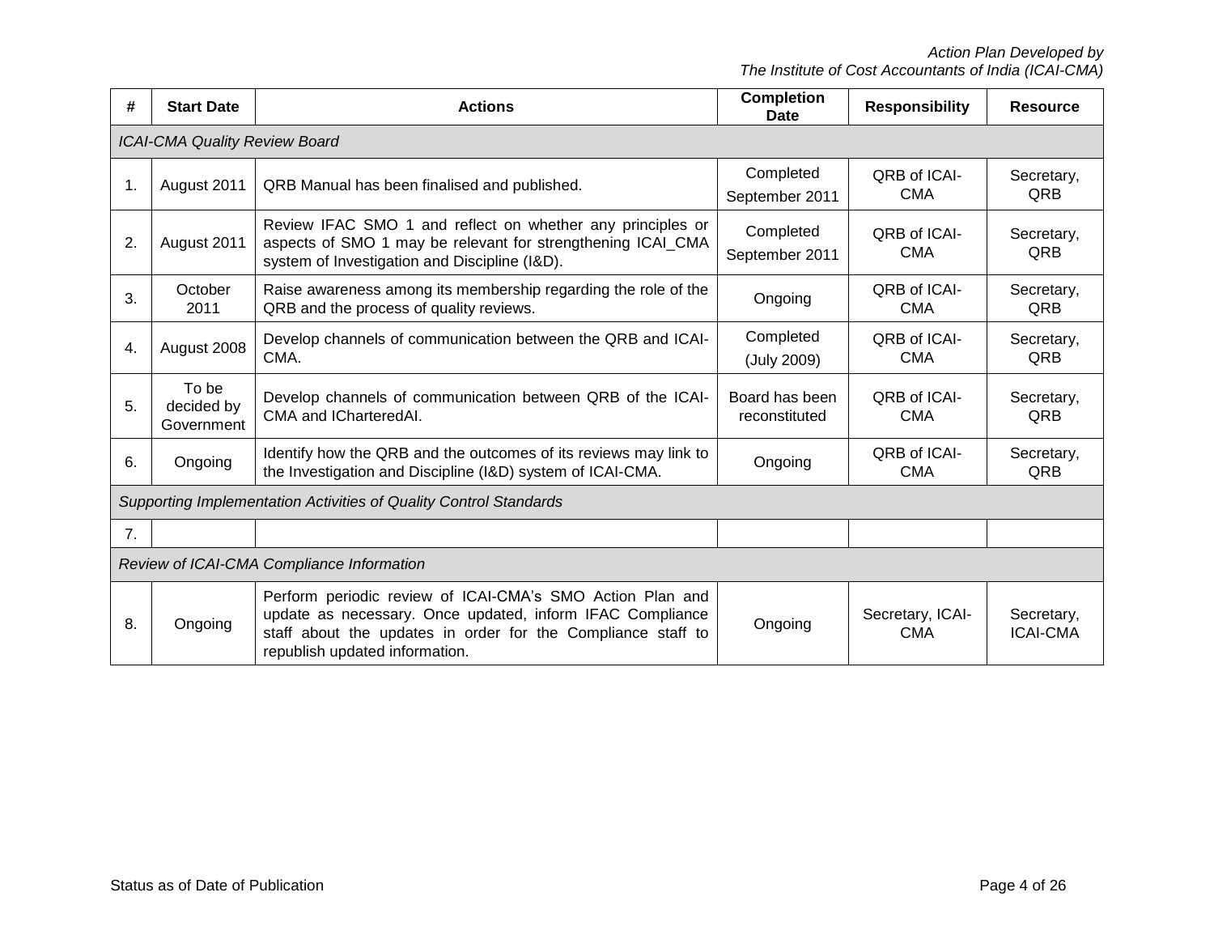| # | Start Date | Actions | Completion Date | Responsibility | Resource |
|---|---|---|---|---|---|
| *ICAI-CMA Quality Review Board* | | | | | |
| 1. | August 2011 | QRB Manual has been finalised and published. | Completed September 2011 | QRB of ICAI-CMA | Secretary, QRB |
| 2. | August 2011 | Review IFAC SMO 1 and reflect on whether any principles or aspects of SMO 1 may be relevant for strengthening ICAI_CMA system of Investigation and Discipline (I&D). | Completed September 2011 | QRB of ICAI-CMA | Secretary, QRB |
| 3. | October 2011 | Raise awareness among its membership regarding the role of the QRB and the process of quality reviews. | Ongoing | QRB of ICAI-CMA | Secretary, QRB |
| 4. | August 2008 | Develop channels of communication between the QRB and ICAI-CMA. | Completed (July 2009) | QRB of ICAI-CMA | Secretary, QRB |
| 5. | To be decided by Government | Develop channels of communication between QRB of the ICAI-CMA and ICharteredAI. | Board has been reconstituted | QRB of ICAI-CMA | Secretary, QRB |
| 6. | Ongoing | Identify how the QRB and the outcomes of its reviews may link to the Investigation and Discipline (I&D) system of ICAI-CMA. | Ongoing | QRB of ICAI-CMA | Secretary, QRB |
| *Supporting Implementation Activities of Quality Control Standards* | | | | | |
| 7. | | | | | |
| *Review of ICAI-CMA Compliance Information* | | | | | |
| 8. | Ongoing | Perform periodic review of ICAI-CMA's SMO Action Plan and update as necessary. Once updated, inform IFAC Compliance staff about the updates in order for the Compliance staff to republish updated information. | Ongoing | Secretary, ICAI-CMA | Secretary, ICAI-CMA |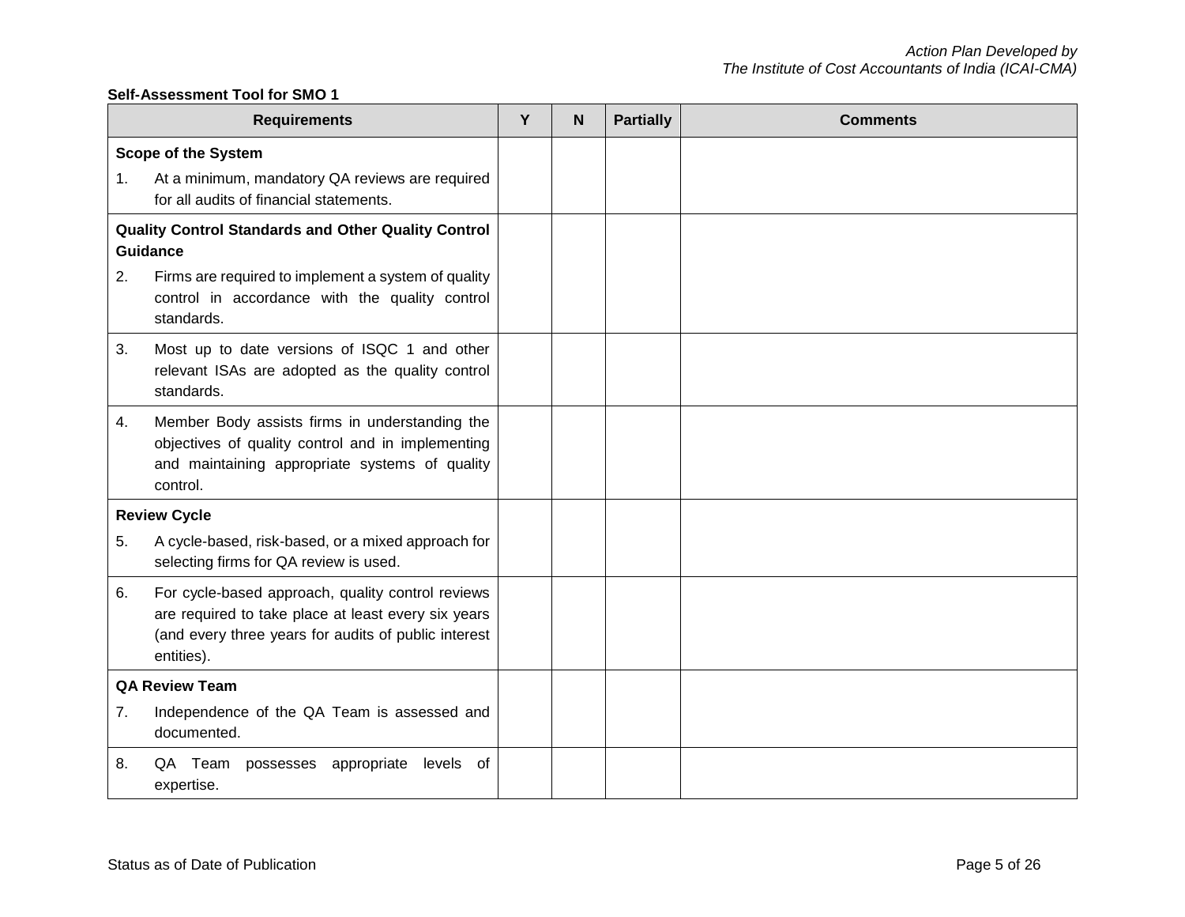**Self-Assessment Tool for SMO 1**

| Requirements | Y | N | Partially | Comments |
|---|---|---|---|---|
| **Scope of the System**<br>1. At a minimum, mandatory QA reviews are required for all audits of financial statements. | | | | |
| **Quality Control Standards and Other Quality Control Guidance**<br>2. Firms are required to implement a system of quality control in accordance with the quality control standards. | | | | |
| 3. Most up to date versions of ISQC 1 and other relevant ISAs are adopted as the quality control standards. | | | | |
| 4. Member Body assists firms in understanding the objectives of quality control and in implementing and maintaining appropriate systems of quality control. | | | | |
| **Review Cycle**<br>5. A cycle-based, risk-based, or a mixed approach for selecting firms for QA review is used. | | | | |
| 6. For cycle-based approach, quality control reviews are required to take place at least every six years (and every three years for audits of public interest entities). | | | | |
| **QA Review Team**<br>7. Independence of the QA Team is assessed and documented. | | | | |
| 8. QA Team possesses appropriate levels of expertise. | | | | |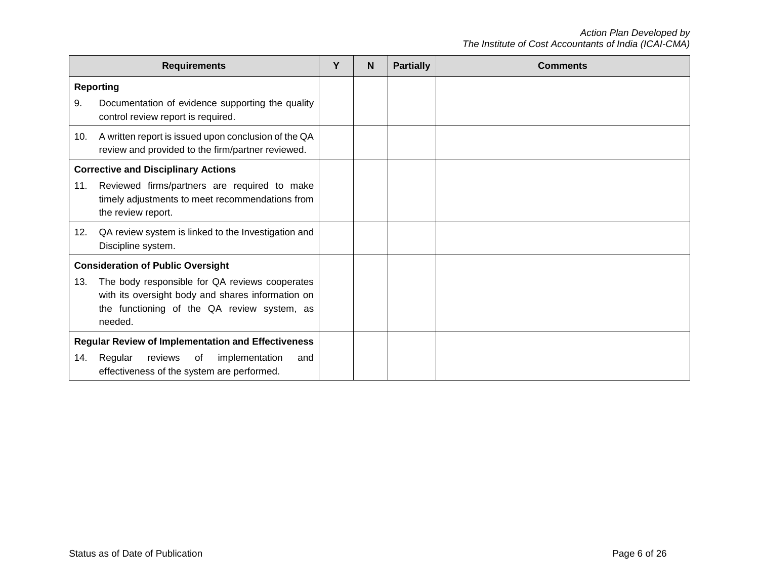| Requirements | Y | N | Partially | Comments |
|---|---|---|---|---|
| **Reporting**<br>9. Documentation of evidence supporting the quality control review report is required. | | | | |
| 10. A written report is issued upon conclusion of the QA review and provided to the firm/partner reviewed. | | | | |
| **Corrective and Disciplinary Actions**<br>11. Reviewed firms/partners are required to make timely adjustments to meet recommendations from the review report. | | | | |
| 12. QA review system is linked to the Investigation and Discipline system. | | | | |
| **Consideration of Public Oversight**<br>13. The body responsible for QA reviews cooperates with its oversight body and shares information on the functioning of the QA review system, as needed. | | | | |
| **Regular Review of Implementation and Effectiveness**<br>14. Regular reviews of implementation and effectiveness of the system are performed. | | | | |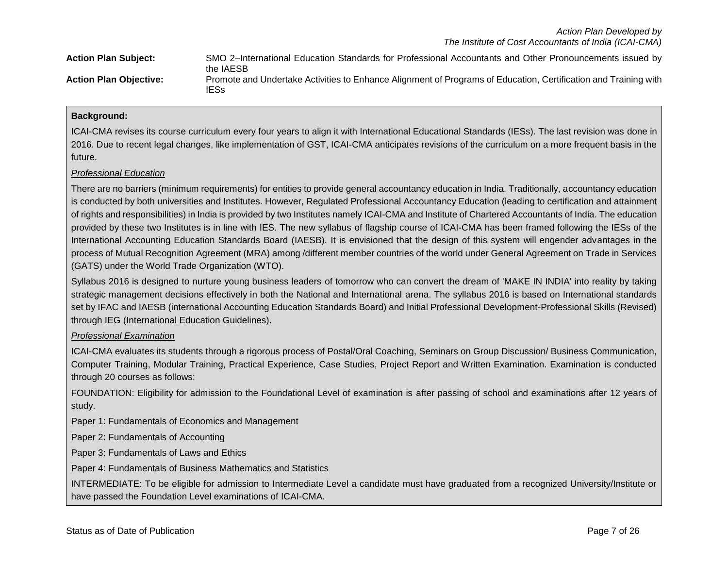**Action Plan Subject:** SMO 2–International Education Standards for Professional Accountants and Other Pronouncements issued by the IAESB

**Action Plan Objective:** Promote and Undertake Activities to Enhance Alignment of Programs of Education, Certification and Training with IESs

**Background:**

ICAI-CMA revises its course curriculum every four years to align it with International Educational Standards (IESs). The last revision was done in 2016. Due to recent legal changes, like implementation of GST, ICAI-CMA anticipates revisions of the curriculum on a more frequent basis in the future.

*Professional Education*

There are no barriers (minimum requirements) for entities to provide general accountancy education in India. Traditionally, accountancy education is conducted by both universities and Institutes. However, Regulated Professional Accountancy Education (leading to certification and attainment of rights and responsibilities) in India is provided by two Institutes namely ICAI-CMA and Institute of Chartered Accountants of India. The education provided by these two Institutes is in line with IES. The new syllabus of flagship course of ICAI-CMA has been framed following the IESs of the International Accounting Education Standards Board (IAESB). It is envisioned that the design of this system will engender advantages in the process of Mutual Recognition Agreement (MRA) among /different member countries of the world under General Agreement on Trade in Services (GATS) under the World Trade Organization (WTO).

Syllabus 2016 is designed to nurture young business leaders of tomorrow who can convert the dream of 'MAKE IN INDIA' into reality by taking strategic management decisions effectively in both the National and International arena. The syllabus 2016 is based on International standards set by IFAC and IAESB (international Accounting Education Standards Board) and Initial Professional Development-Professional Skills (Revised) through IEG (International Education Guidelines).

*Professional Examination*

ICAI-CMA evaluates its students through a rigorous process of Postal/Oral Coaching, Seminars on Group Discussion/ Business Communication, Computer Training, Modular Training, Practical Experience, Case Studies, Project Report and Written Examination. Examination is conducted through 20 courses as follows:

FOUNDATION: Eligibility for admission to the Foundational Level of examination is after passing of school and examinations after 12 years of study.

Paper 1: Fundamentals of Economics and Management

Paper 2: Fundamentals of Accounting

Paper 3: Fundamentals of Laws and Ethics

Paper 4: Fundamentals of Business Mathematics and Statistics

INTERMEDIATE: To be eligible for admission to Intermediate Level a candidate must have graduated from a recognized University/Institute or have passed the Foundation Level examinations of ICAI-CMA.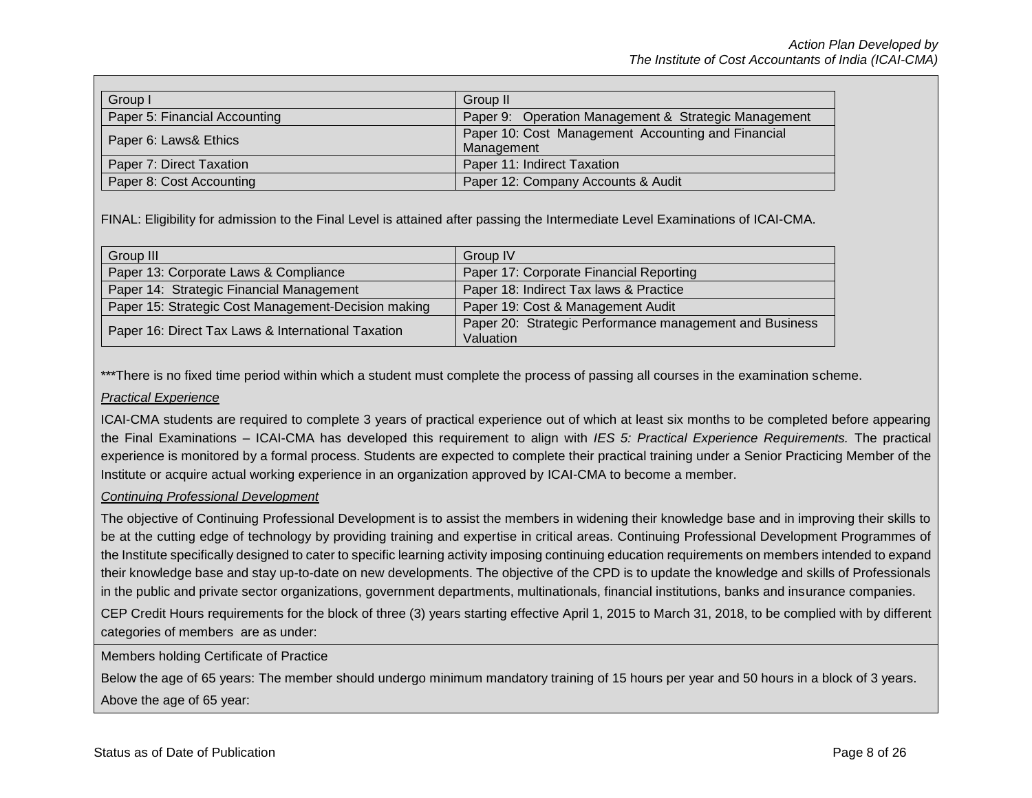| Group I | Group II |
|---|---|
| Paper 5: Financial Accounting | Paper 9: Operation Management & Strategic Management |
| Paper 6: Laws& Ethics | Paper 10: Cost Management Accounting and Financial Management |
| Paper 7: Direct Taxation | Paper 11: Indirect Taxation |
| Paper 8: Cost Accounting | Paper 12: Company Accounts & Audit |

FINAL: Eligibility for admission to the Final Level is attained after passing the Intermediate Level Examinations of ICAI-CMA.

| Group III | Group IV |
|---|---|
| Paper 13: Corporate Laws & Compliance | Paper 17: Corporate Financial Reporting |
| Paper 14: Strategic Financial Management | Paper 18: Indirect Tax laws & Practice |
| Paper 15: Strategic Cost Management-Decision making | Paper 19: Cost & Management Audit |
| Paper 16: Direct Tax Laws & International Taxation | Paper 20: Strategic Performance management and Business Valuation |

***There is no fixed time period within which a student must complete the process of passing all courses in the examination scheme.

*Practical Experience*

ICAI-CMA students are required to complete 3 years of practical experience out of which at least six months to be completed before appearing the Final Examinations – ICAI-CMA has developed this requirement to align with *IES 5: Practical Experience Requirements.* The practical experience is monitored by a formal process. Students are expected to complete their practical training under a Senior Practicing Member of the Institute or acquire actual working experience in an organization approved by ICAI-CMA to become a member.

*Continuing Professional Development*

The objective of Continuing Professional Development is to assist the members in widening their knowledge base and in improving their skills to be at the cutting edge of technology by providing training and expertise in critical areas. Continuing Professional Development Programmes of the Institute specifically designed to cater to specific learning activity imposing continuing education requirements on members intended to expand their knowledge base and stay up-to-date on new developments. The objective of the CPD is to update the knowledge and skills of Professionals in the public and private sector organizations, government departments, multinationals, financial institutions, banks and insurance companies.

CEP Credit Hours requirements for the block of three (3) years starting effective April 1, 2015 to March 31, 2018, to be complied with by different categories of members are as under:

Members holding Certificate of Practice

Below the age of 65 years: The member should undergo minimum mandatory training of 15 hours per year and 50 hours in a block of 3 years.

Above the age of 65 year: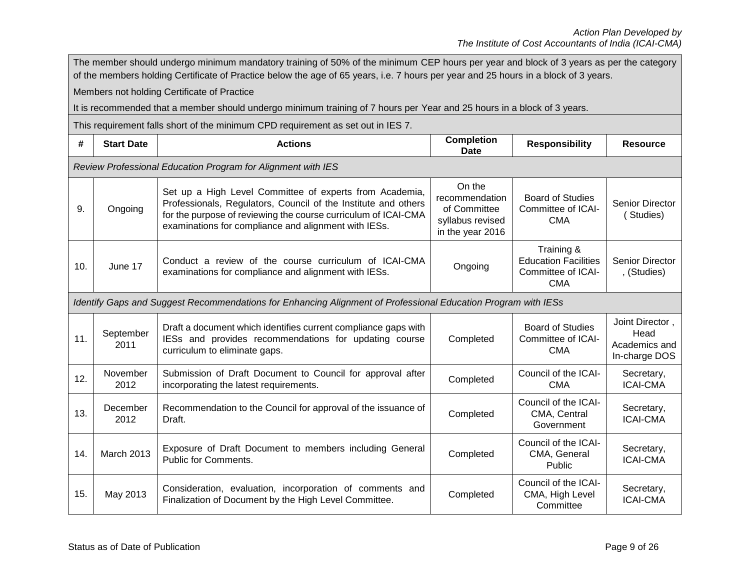The member should undergo minimum mandatory training of 50% of the minimum CEP hours per year and block of 3 years as per the category of the members holding Certificate of Practice below the age of 65 years, i.e. 7 hours per year and 25 hours in a block of 3 years.

Members not holding Certificate of Practice

It is recommended that a member should undergo minimum training of 7 hours per Year and 25 hours in a block of 3 years.

This requirement falls short of the minimum CPD requirement as set out in IES 7.

| # | Start Date | Actions | Completion Date | Responsibility | Resource |
|---|---|---|---|---|---|
| *Review Professional Education Program for Alignment with IES* | | | | | |
| 9. | Ongoing | Set up a High Level Committee of experts from Academia, Professionals, Regulators, Council of the Institute and others for the purpose of reviewing the course curriculum of ICAI-CMA examinations for compliance and alignment with IESs. | On the recommendation of Committee syllabus revised in the year 2016 | Board of Studies Committee of ICAI-CMA | Senior Director ( Studies) |
| 10. | June 17 | Conduct a review of the course curriculum of ICAI-CMA examinations for compliance and alignment with IESs. | Ongoing | Training & Education Facilities Committee of ICAI-CMA | Senior Director , (Studies) |
| *Identify Gaps and Suggest Recommendations for Enhancing Alignment of Professional Education Program with IESs* | | | | | |
| 11. | September 2011 | Draft a document which identifies current compliance gaps with IESs and provides recommendations for updating course curriculum to eliminate gaps. | Completed | Board of Studies Committee of ICAI-CMA | Joint Director , Head Academics and In-charge DOS |
| 12. | November 2012 | Submission of Draft Document to Council for approval after incorporating the latest requirements. | Completed | Council of the ICAI-CMA | Secretary, ICAI-CMA |
| 13. | December 2012 | Recommendation to the Council for approval of the issuance of Draft. | Completed | Council of the ICAI-CMA, Central Government | Secretary, ICAI-CMA |
| 14. | March 2013 | Exposure of Draft Document to members including General Public for Comments. | Completed | Council of the ICAI-CMA, General Public | Secretary, ICAI-CMA |
| 15. | May 2013 | Consideration, evaluation, incorporation of comments and Finalization of Document by the High Level Committee. | Completed | Council of the ICAI-CMA, High Level Committee | Secretary, ICAI-CMA |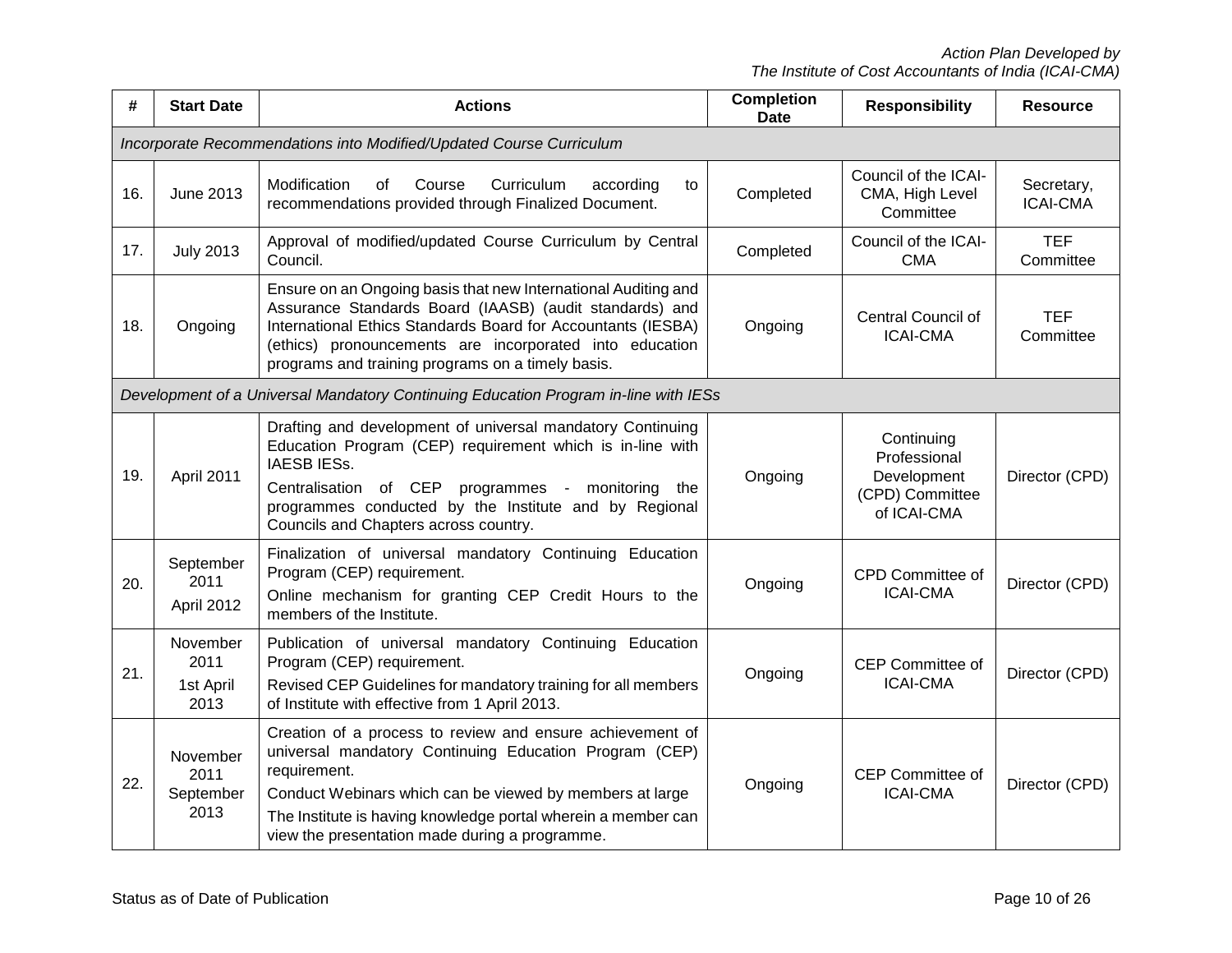| # | Start Date | Actions | Completion Date | Responsibility | Resource |
|---|---|---|---|---|---|
| *Incorporate Recommendations into Modified/Updated Course Curriculum* | | | | | |
| 16. | June 2013 | Modification of Course Curriculum according to recommendations provided through Finalized Document. | Completed | Council of the ICAI-CMA, High Level Committee | Secretary, ICAI-CMA |
| 17. | July 2013 | Approval of modified/updated Course Curriculum by Central Council. | Completed | Council of the ICAI-CMA | TEF Committee |
| 18. | Ongoing | Ensure on an Ongoing basis that new International Auditing and Assurance Standards Board (IAASB) (audit standards) and International Ethics Standards Board for Accountants (IESBA) (ethics) pronouncements are incorporated into education programs and training programs on a timely basis. | Ongoing | Central Council of ICAI-CMA | TEF Committee |
| *Development of a Universal Mandatory Continuing Education Program in-line with IESs* | | | | | |
| 19. | April 2011 | Drafting and development of universal mandatory Continuing Education Program (CEP) requirement which is in-line with IAESB IESs.<br>Centralisation of CEP programmes - monitoring the programmes conducted by the Institute and by Regional Councils and Chapters across country. | Ongoing | Continuing Professional Development (CPD) Committee of ICAI-CMA | Director (CPD) |
| 20. | September 2011<br>April 2012 | Finalization of universal mandatory Continuing Education Program (CEP) requirement.<br>Online mechanism for granting CEP Credit Hours to the members of the Institute. | Ongoing | CPD Committee of ICAI-CMA | Director (CPD) |
| 21. | November 2011<br>1st April 2013 | Publication of universal mandatory Continuing Education Program (CEP) requirement.<br>Revised CEP Guidelines for mandatory training for all members of Institute with effective from 1 April 2013. | Ongoing | CEP Committee of ICAI-CMA | Director (CPD) |
| 22. | November 2011<br>September 2013 | Creation of a process to review and ensure achievement of universal mandatory Continuing Education Program (CEP) requirement.<br>Conduct Webinars which can be viewed by members at large<br>The Institute is having knowledge portal wherein a member can view the presentation made during a programme. | Ongoing | CEP Committee of ICAI-CMA | Director (CPD) |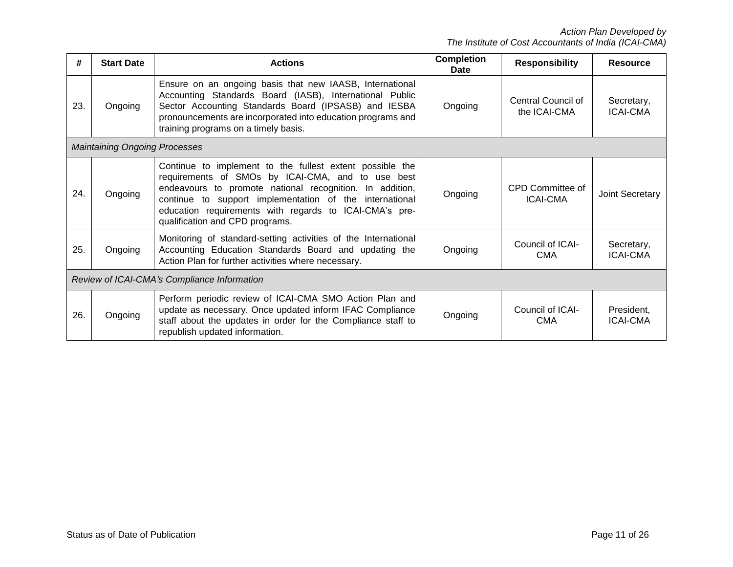| # | Start Date | Actions | Completion Date | Responsibility | Resource |
|---|---|---|---|---|---|
| 23. | Ongoing | Ensure on an ongoing basis that new IAASB, International Accounting Standards Board (IASB), International Public Sector Accounting Standards Board (IPSASB) and IESBA pronouncements are incorporated into education programs and training programs on a timely basis. | Ongoing | Central Council of the ICAI-CMA | Secretary, ICAI-CMA |
| *Maintaining Ongoing Processes* | | | | | |
| 24. | Ongoing | Continue to implement to the fullest extent possible the requirements of SMOs by ICAI-CMA, and to use best endeavours to promote national recognition. In addition, continue to support implementation of the international education requirements with regards to ICAI-CMA's pre-qualification and CPD programs. | Ongoing | CPD Committee of ICAI-CMA | Joint Secretary |
| 25. | Ongoing | Monitoring of standard-setting activities of the International Accounting Education Standards Board and updating the Action Plan for further activities where necessary. | Ongoing | Council of ICAI-CMA | Secretary, ICAI-CMA |
| *Review of ICAI-CMA's Compliance Information* | | | | | |
| 26. | Ongoing | Perform periodic review of ICAI-CMA SMO Action Plan and update as necessary. Once updated inform IFAC Compliance staff about the updates in order for the Compliance staff to republish updated information. | Ongoing | Council of ICAI-CMA | President, ICAI-CMA |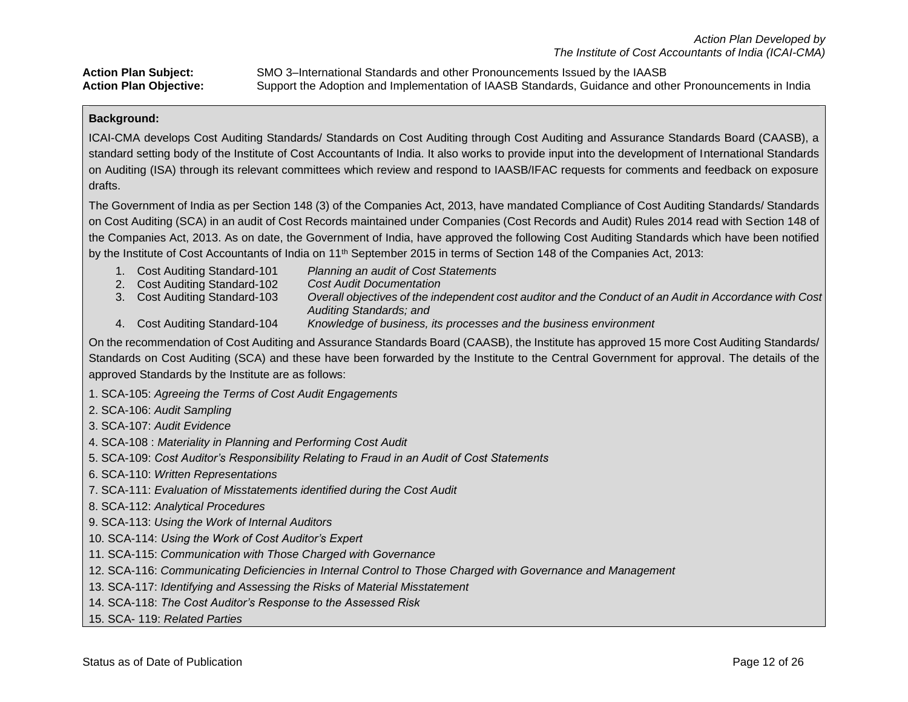*Action Plan Developed by*
*The Institute of Cost Accountants of India (ICAI-CMA)*

**Action Plan Subject:** SMO 3–International Standards and other Pronouncements Issued by the IAASB

**Action Plan Objective:** Support the Adoption and Implementation of IAASB Standards, Guidance and other Pronouncements in India

**Background:**

ICAI-CMA develops Cost Auditing Standards/ Standards on Cost Auditing through Cost Auditing and Assurance Standards Board (CAASB), a standard setting body of the Institute of Cost Accountants of India. It also works to provide input into the development of International Standards on Auditing (ISA) through its relevant committees which review and respond to IAASB/IFAC requests for comments and feedback on exposure drafts.

The Government of India as per Section 148 (3) of the Companies Act, 2013, have mandated Compliance of Cost Auditing Standards/ Standards on Cost Auditing (SCA) in an audit of Cost Records maintained under Companies (Cost Records and Audit) Rules 2014 read with Section 148 of the Companies Act, 2013. As on date, the Government of India, have approved the following Cost Auditing Standards which have been notified by the Institute of Cost Accountants of India on 11th September 2015 in terms of Section 148 of the Companies Act, 2013:

1. Cost Auditing Standard-101 *Planning an audit of Cost Statements*
2. Cost Auditing Standard-102 *Cost Audit Documentation*
3. Cost Auditing Standard-103 *Overall objectives of the independent cost auditor and the Conduct of an Audit in Accordance with Cost Auditing Standards; and*
4. Cost Auditing Standard-104 *Knowledge of business, its processes and the business environment*

On the recommendation of Cost Auditing and Assurance Standards Board (CAASB), the Institute has approved 15 more Cost Auditing Standards/ Standards on Cost Auditing (SCA) and these have been forwarded by the Institute to the Central Government for approval. The details of the approved Standards by the Institute are as follows:

1. SCA-105: *Agreeing the Terms of Cost Audit Engagements*
2. SCA-106: *Audit Sampling*
3. SCA-107: *Audit Evidence*
4. SCA-108 : *Materiality in Planning and Performing Cost Audit*
5. SCA-109: *Cost Auditor's Responsibility Relating to Fraud in an Audit of Cost Statements*
6. SCA-110: *Written Representations*
7. SCA-111: *Evaluation of Misstatements identified during the Cost Audit*
8. SCA-112: *Analytical Procedures*
9. SCA-113: *Using the Work of Internal Auditors*
10. SCA-114: *Using the Work of Cost Auditor's Expert*
11. SCA-115: *Communication with Those Charged with Governance*
12. SCA-116: *Communicating Deficiencies in Internal Control to Those Charged with Governance and Management*
13. SCA-117: *Identifying and Assessing the Risks of Material Misstatement*
14. SCA-118: *The Cost Auditor's Response to the Assessed Risk*
15. SCA- 119: *Related Parties*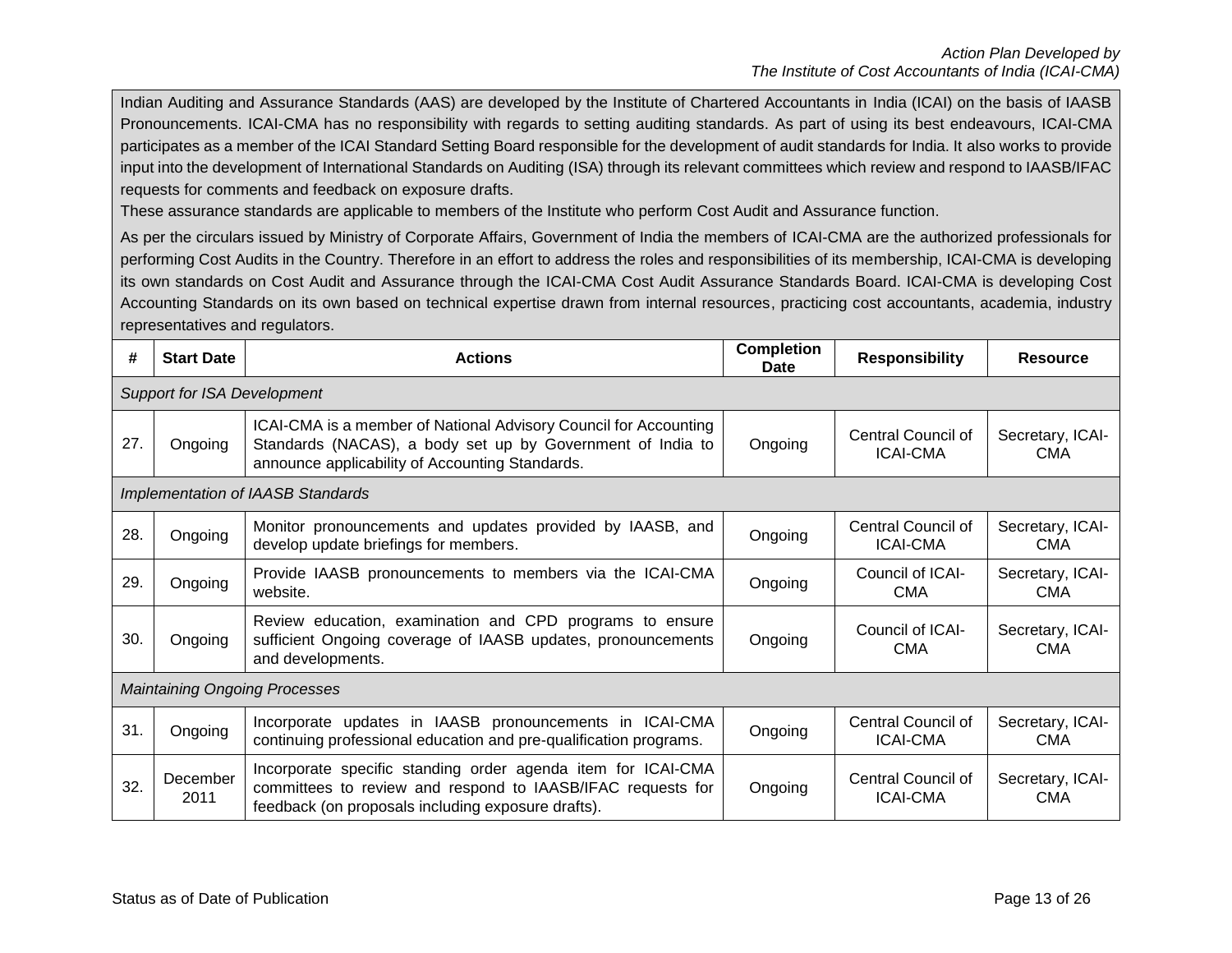Indian Auditing and Assurance Standards (AAS) are developed by the Institute of Chartered Accountants in India (ICAI) on the basis of IAASB Pronouncements. ICAI-CMA has no responsibility with regards to setting auditing standards. As part of using its best endeavours, ICAI-CMA participates as a member of the ICAI Standard Setting Board responsible for the development of audit standards for India. It also works to provide input into the development of International Standards on Auditing (ISA) through its relevant committees which review and respond to IAASB/IFAC requests for comments and feedback on exposure drafts.

These assurance standards are applicable to members of the Institute who perform Cost Audit and Assurance function.

As per the circulars issued by Ministry of Corporate Affairs, Government of India the members of ICAI-CMA are the authorized professionals for performing Cost Audits in the Country. Therefore in an effort to address the roles and responsibilities of its membership, ICAI-CMA is developing its own standards on Cost Audit and Assurance through the ICAI-CMA Cost Audit Assurance Standards Board. ICAI-CMA is developing Cost Accounting Standards on its own based on technical expertise drawn from internal resources, practicing cost accountants, academia, industry representatives and regulators.

| # | Start Date | Actions | Completion Date | Responsibility | Resource |
|---|---|---|---|---|---|
| *Support for ISA Development* | | | | | |
| 27. | Ongoing | ICAI-CMA is a member of National Advisory Council for Accounting Standards (NACAS), a body set up by Government of India to announce applicability of Accounting Standards. | Ongoing | Central Council of ICAI-CMA | Secretary, ICAI-CMA |
| *Implementation of IAASB Standards* | | | | | |
| 28. | Ongoing | Monitor pronouncements and updates provided by IAASB, and develop update briefings for members. | Ongoing | Central Council of ICAI-CMA | Secretary, ICAI-CMA |
| 29. | Ongoing | Provide IAASB pronouncements to members via the ICAI-CMA website. | Ongoing | Council of ICAI-CMA | Secretary, ICAI-CMA |
| 30. | Ongoing | Review education, examination and CPD programs to ensure sufficient Ongoing coverage of IAASB updates, pronouncements and developments. | Ongoing | Council of ICAI-CMA | Secretary, ICAI-CMA |
| *Maintaining Ongoing Processes* | | | | | |
| 31. | Ongoing | Incorporate updates in IAASB pronouncements in ICAI-CMA continuing professional education and pre-qualification programs. | Ongoing | Central Council of ICAI-CMA | Secretary, ICAI-CMA |
| 32. | December 2011 | Incorporate specific standing order agenda item for ICAI-CMA committees to review and respond to IAASB/IFAC requests for feedback (on proposals including exposure drafts). | Ongoing | Central Council of ICAI-CMA | Secretary, ICAI-CMA |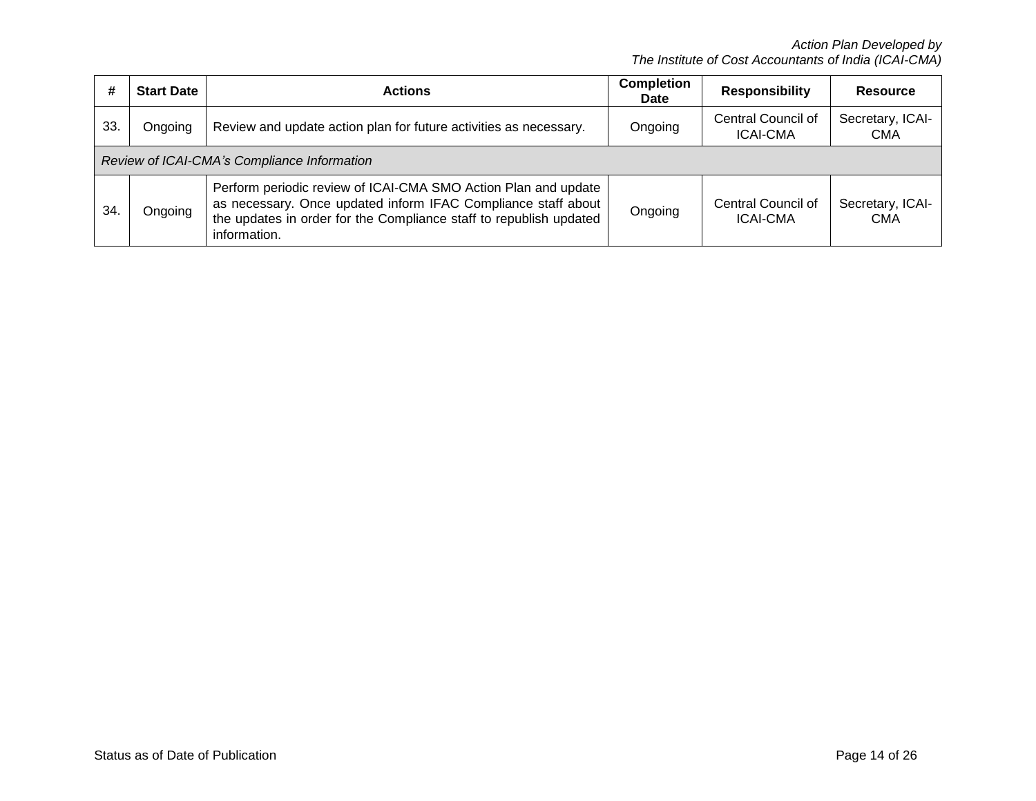| # | Start Date | Actions | Completion Date | Responsibility | Resource |
|---|---|---|---|---|---|
| 33. | Ongoing | Review and update action plan for future activities as necessary. | Ongoing | Central Council of ICAI-CMA | Secretary, ICAI-CMA |
| *Review of ICAI-CMA's Compliance Information* | | | | | |
| 34. | Ongoing | Perform periodic review of ICAI-CMA SMO Action Plan and update as necessary. Once updated inform IFAC Compliance staff about the updates in order for the Compliance staff to republish updated information. | Ongoing | Central Council of ICAI-CMA | Secretary, ICAI-CMA |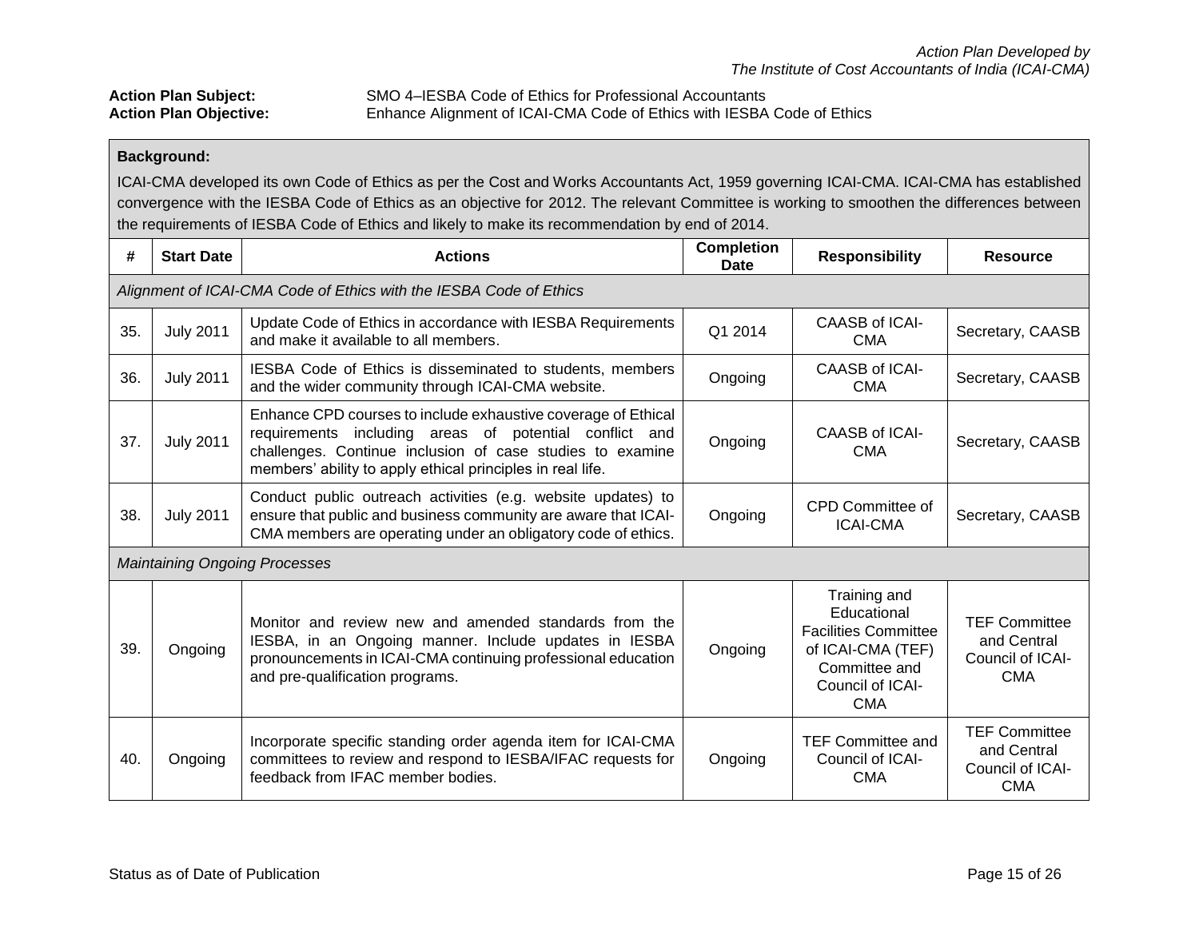*Action Plan Developed by*
*The Institute of Cost Accountants of India (ICAI-CMA)*

**Action Plan Subject:** SMO 4–IESBA Code of Ethics for Professional Accountants
**Action Plan Objective:** Enhance Alignment of ICAI-CMA Code of Ethics with IESBA Code of Ethics

**Background:**

ICAI-CMA developed its own Code of Ethics as per the Cost and Works Accountants Act, 1959 governing ICAI-CMA. ICAI-CMA has established convergence with the IESBA Code of Ethics as an objective for 2012. The relevant Committee is working to smoothen the differences between the requirements of IESBA Code of Ethics and likely to make its recommendation by end of 2014.

| # | Start Date | Actions | Completion Date | Responsibility | Resource |
|---|---|---|---|---|---|
| *Alignment of ICAI-CMA Code of Ethics with the IESBA Code of Ethics* | | | | | |
| 35. | July 2011 | Update Code of Ethics in accordance with IESBA Requirements and make it available to all members. | Q1 2014 | CAASB of ICAI-CMA | Secretary, CAASB |
| 36. | July 2011 | IESBA Code of Ethics is disseminated to students, members and the wider community through ICAI-CMA website. | Ongoing | CAASB of ICAI-CMA | Secretary, CAASB |
| 37. | July 2011 | Enhance CPD courses to include exhaustive coverage of Ethical requirements including areas of potential conflict and challenges. Continue inclusion of case studies to examine members' ability to apply ethical principles in real life. | Ongoing | CAASB of ICAI-CMA | Secretary, CAASB |
| 38. | July 2011 | Conduct public outreach activities (e.g. website updates) to ensure that public and business community are aware that ICAI-CMA members are operating under an obligatory code of ethics. | Ongoing | CPD Committee of ICAI-CMA | Secretary, CAASB |
| *Maintaining Ongoing Processes* | | | | | |
| 39. | Ongoing | Monitor and review new and amended standards from the IESBA, in an Ongoing manner. Include updates in IESBA pronouncements in ICAI-CMA continuing professional education and pre-qualification programs. | Ongoing | Training and Educational Facilities Committee of ICAI-CMA (TEF) Committee and Council of ICAI-CMA | TEF Committee and Central Council of ICAI-CMA |
| 40. | Ongoing | Incorporate specific standing order agenda item for ICAI-CMA committees to review and respond to IESBA/IFAC requests for feedback from IFAC member bodies. | Ongoing | TEF Committee and Council of ICAI-CMA | TEF Committee and Central Council of ICAI-CMA |

Status as of Date of Publication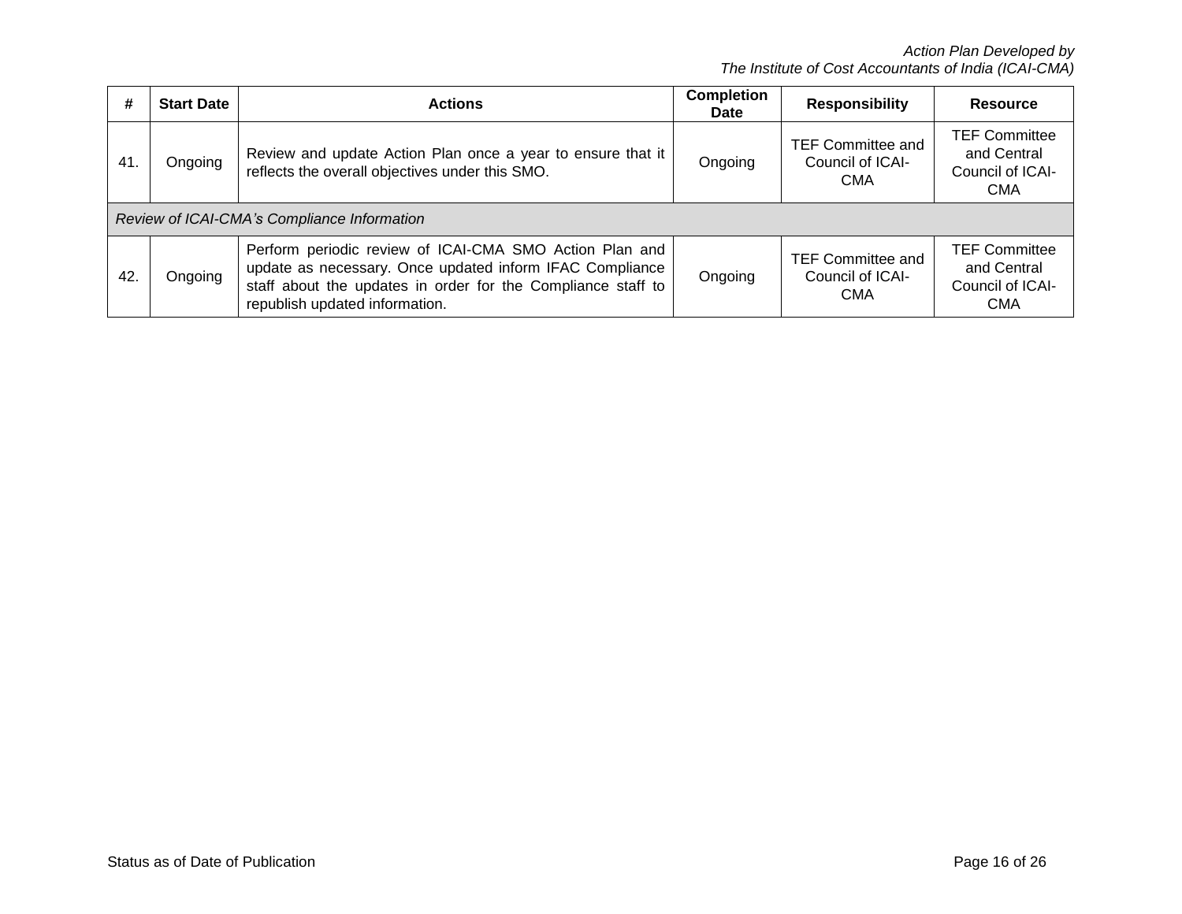| # | Start Date | Actions | Completion Date | Responsibility | Resource |
|---|---|---|---|---|---|
| 41. | Ongoing | Review and update Action Plan once a year to ensure that it reflects the overall objectives under this SMO. | Ongoing | TEF Committee and Council of ICAI-CMA | TEF Committee and Central Council of ICAI-CMA |
| *Review of ICAI-CMA's Compliance Information* | | | | | |
| 42. | Ongoing | Perform periodic review of ICAI-CMA SMO Action Plan and update as necessary. Once updated inform IFAC Compliance staff about the updates in order for the Compliance staff to republish updated information. | Ongoing | TEF Committee and Council of ICAI-CMA | TEF Committee and Central Council of ICAI-CMA |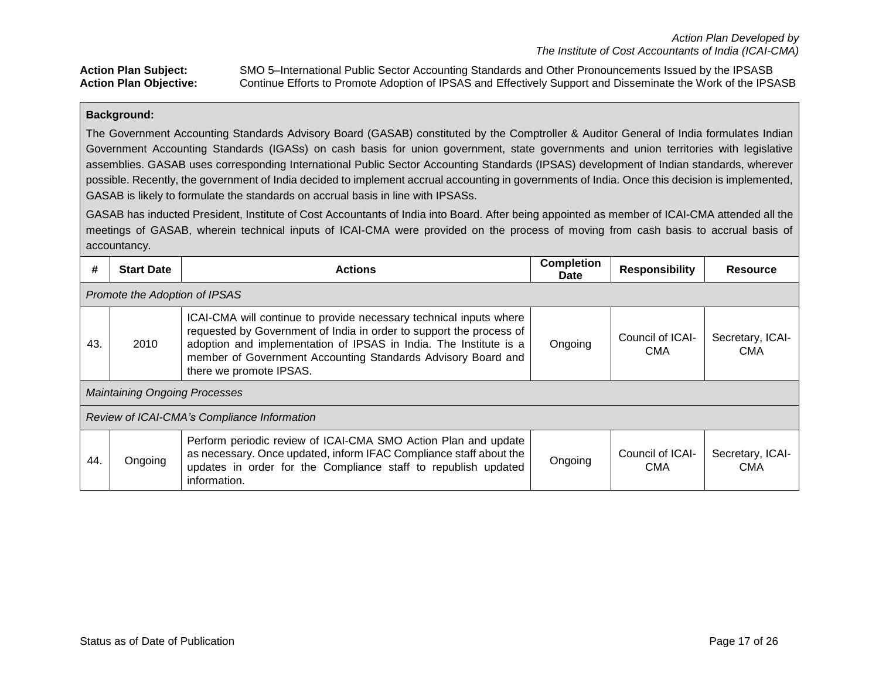*Action Plan Developed by*
*The Institute of Cost Accountants of India (ICAI-CMA)*

**Action Plan Subject:** SMO 5–International Public Sector Accounting Standards and Other Pronouncements Issued by the IPSASB
**Action Plan Objective:** Continue Efforts to Promote Adoption of IPSAS and Effectively Support and Disseminate the Work of the IPSASB

**Background:**

The Government Accounting Standards Advisory Board (GASAB) constituted by the Comptroller & Auditor General of India formulates Indian Government Accounting Standards (IGASs) on cash basis for union government, state governments and union territories with legislative assemblies. GASAB uses corresponding International Public Sector Accounting Standards (IPSAS) development of Indian standards, wherever possible. Recently, the government of India decided to implement accrual accounting in governments of India. Once this decision is implemented, GASAB is likely to formulate the standards on accrual basis in line with IPSASs.

GASAB has inducted President, Institute of Cost Accountants of India into Board. After being appointed as member of ICAI-CMA attended all the meetings of GASAB, wherein technical inputs of ICAI-CMA were provided on the process of moving from cash basis to accrual basis of accountancy.

| # | Start Date | Actions | Completion Date | Responsibility | Resource |
|---|---|---|---|---|---|
| *Promote the Adoption of IPSAS* | | | | | |
| 43. | 2010 | ICAI-CMA will continue to provide necessary technical inputs where requested by Government of India in order to support the process of adoption and implementation of IPSAS in India. The Institute is a member of Government Accounting Standards Advisory Board and there we promote IPSAS. | Ongoing | Council of ICAI-CMA | Secretary, ICAI-CMA |
| *Maintaining Ongoing Processes* | | | | | |
| *Review of ICAI-CMA's Compliance Information* | | | | | |
| 44. | Ongoing | Perform periodic review of ICAI-CMA SMO Action Plan and update as necessary. Once updated, inform IFAC Compliance staff about the updates in order for the Compliance staff to republish updated information. | Ongoing | Council of ICAI-CMA | Secretary, ICAI-CMA |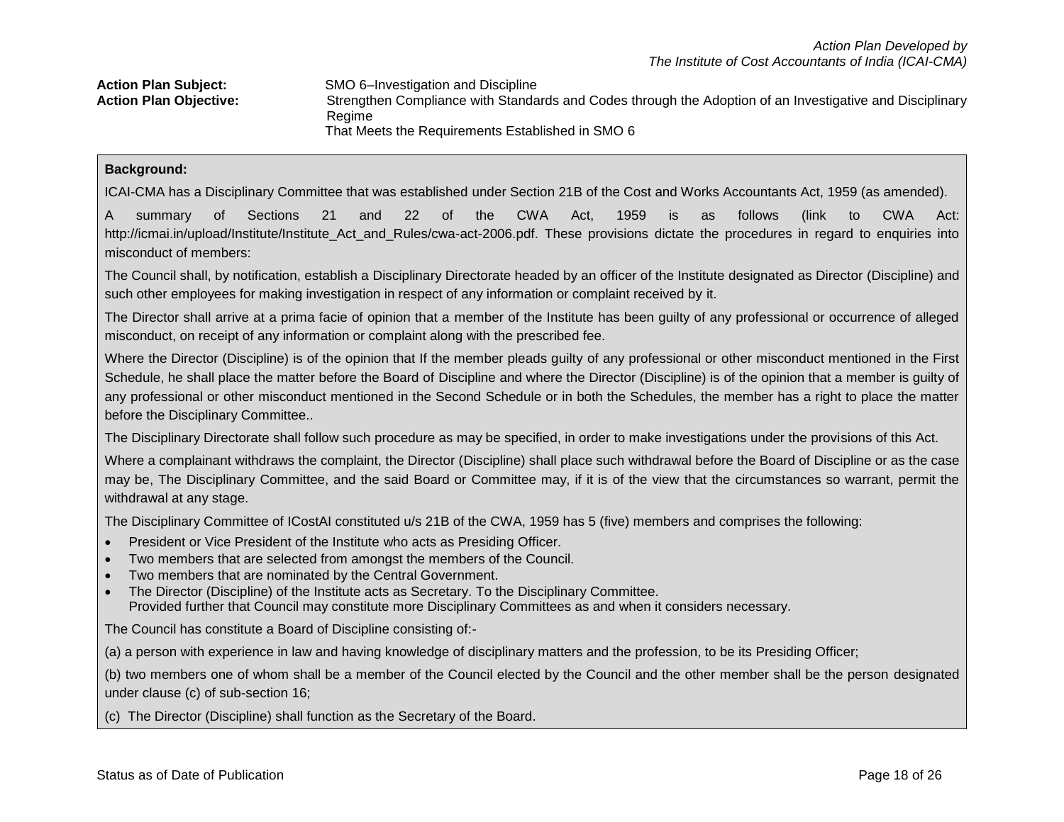*Action Plan Developed by*
*The Institute of Cost Accountants of India (ICAI-CMA)*

**Action Plan Subject:** SMO 6–Investigation and Discipline

**Action Plan Objective:** Strengthen Compliance with Standards and Codes through the Adoption of an Investigative and Disciplinary Regime That Meets the Requirements Established in SMO 6

**Background:**

ICAI-CMA has a Disciplinary Committee that was established under Section 21B of the Cost and Works Accountants Act, 1959 (as amended).

A summary of Sections 21 and 22 of the CWA Act, 1959 is as follows (link to CWA Act: http://icmai.in/upload/Institute/Institute_Act_and_Rules/cwa-act-2006.pdf. These provisions dictate the procedures in regard to enquiries into misconduct of members:

The Council shall, by notification, establish a Disciplinary Directorate headed by an officer of the Institute designated as Director (Discipline) and such other employees for making investigation in respect of any information or complaint received by it.

The Director shall arrive at a prima facie of opinion that a member of the Institute has been guilty of any professional or occurrence of alleged misconduct, on receipt of any information or complaint along with the prescribed fee.

Where the Director (Discipline) is of the opinion that If the member pleads guilty of any professional or other misconduct mentioned in the First Schedule, he shall place the matter before the Board of Discipline and where the Director (Discipline) is of the opinion that a member is guilty of any professional or other misconduct mentioned in the Second Schedule or in both the Schedules, the member has a right to place the matter before the Disciplinary Committee..

The Disciplinary Directorate shall follow such procedure as may be specified, in order to make investigations under the provisions of this Act.

Where a complainant withdraws the complaint, the Director (Discipline) shall place such withdrawal before the Board of Discipline or as the case may be, The Disciplinary Committee, and the said Board or Committee may, if it is of the view that the circumstances so warrant, permit the withdrawal at any stage.

The Disciplinary Committee of ICostAI constituted u/s 21B of the CWA, 1959 has 5 (five) members and comprises the following:

- President or Vice President of the Institute who acts as Presiding Officer.
- Two members that are selected from amongst the members of the Council.
- Two members that are nominated by the Central Government.
- The Director (Discipline) of the Institute acts as Secretary. To the Disciplinary Committee.
  Provided further that Council may constitute more Disciplinary Committees as and when it considers necessary.

The Council has constitute a Board of Discipline consisting of:-

(a) a person with experience in law and having knowledge of disciplinary matters and the profession, to be its Presiding Officer;

(b) two members one of whom shall be a member of the Council elected by the Council and the other member shall be the person designated under clause (c) of sub-section 16;

(c) The Director (Discipline) shall function as the Secretary of the Board.

Status as of Date of Publication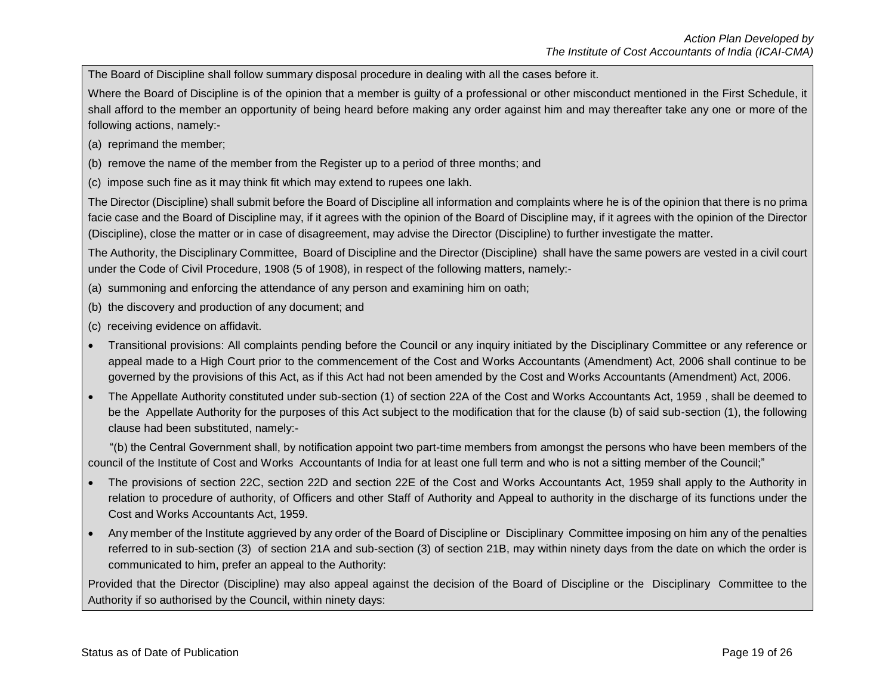The Board of Discipline shall follow summary disposal procedure in dealing with all the cases before it.

Where the Board of Discipline is of the opinion that a member is guilty of a professional or other misconduct mentioned in the First Schedule, it shall afford to the member an opportunity of being heard before making any order against him and may thereafter take any one or more of the following actions, namely:-

(a) reprimand the member;

(b) remove the name of the member from the Register up to a period of three months; and

(c) impose such fine as it may think fit which may extend to rupees one lakh.

The Director (Discipline) shall submit before the Board of Discipline all information and complaints where he is of the opinion that there is no prima facie case and the Board of Discipline may, if it agrees with the opinion of the Board of Discipline may, if it agrees with the opinion of the Director (Discipline), close the matter or in case of disagreement, may advise the Director (Discipline) to further investigate the matter.

The Authority, the Disciplinary Committee, Board of Discipline and the Director (Discipline) shall have the same powers are vested in a civil court under the Code of Civil Procedure, 1908 (5 of 1908), in respect of the following matters, namely:-

(a) summoning and enforcing the attendance of any person and examining him on oath;

(b) the discovery and production of any document; and

(c) receiving evidence on affidavit.

- Transitional provisions: All complaints pending before the Council or any inquiry initiated by the Disciplinary Committee or any reference or appeal made to a High Court prior to the commencement of the Cost and Works Accountants (Amendment) Act, 2006 shall continue to be governed by the provisions of this Act, as if this Act had not been amended by the Cost and Works Accountants (Amendment) Act, 2006.
- The Appellate Authority constituted under sub-section (1) of section 22A of the Cost and Works Accountants Act, 1959 , shall be deemed to be the Appellate Authority for the purposes of this Act subject to the modification that for the clause (b) of said sub-section (1), the following clause had been substituted, namely:-

"(b) the Central Government shall, by notification appoint two part-time members from amongst the persons who have been members of the council of the Institute of Cost and Works Accountants of India for at least one full term and who is not a sitting member of the Council;"

- The provisions of section 22C, section 22D and section 22E of the Cost and Works Accountants Act, 1959 shall apply to the Authority in relation to procedure of authority, of Officers and other Staff of Authority and Appeal to authority in the discharge of its functions under the Cost and Works Accountants Act, 1959.
- Any member of the Institute aggrieved by any order of the Board of Discipline or Disciplinary Committee imposing on him any of the penalties referred to in sub-section (3) of section 21A and sub-section (3) of section 21B, may within ninety days from the date on which the order is communicated to him, prefer an appeal to the Authority:

Provided that the Director (Discipline) may also appeal against the decision of the Board of Discipline or the Disciplinary Committee to the Authority if so authorised by the Council, within ninety days: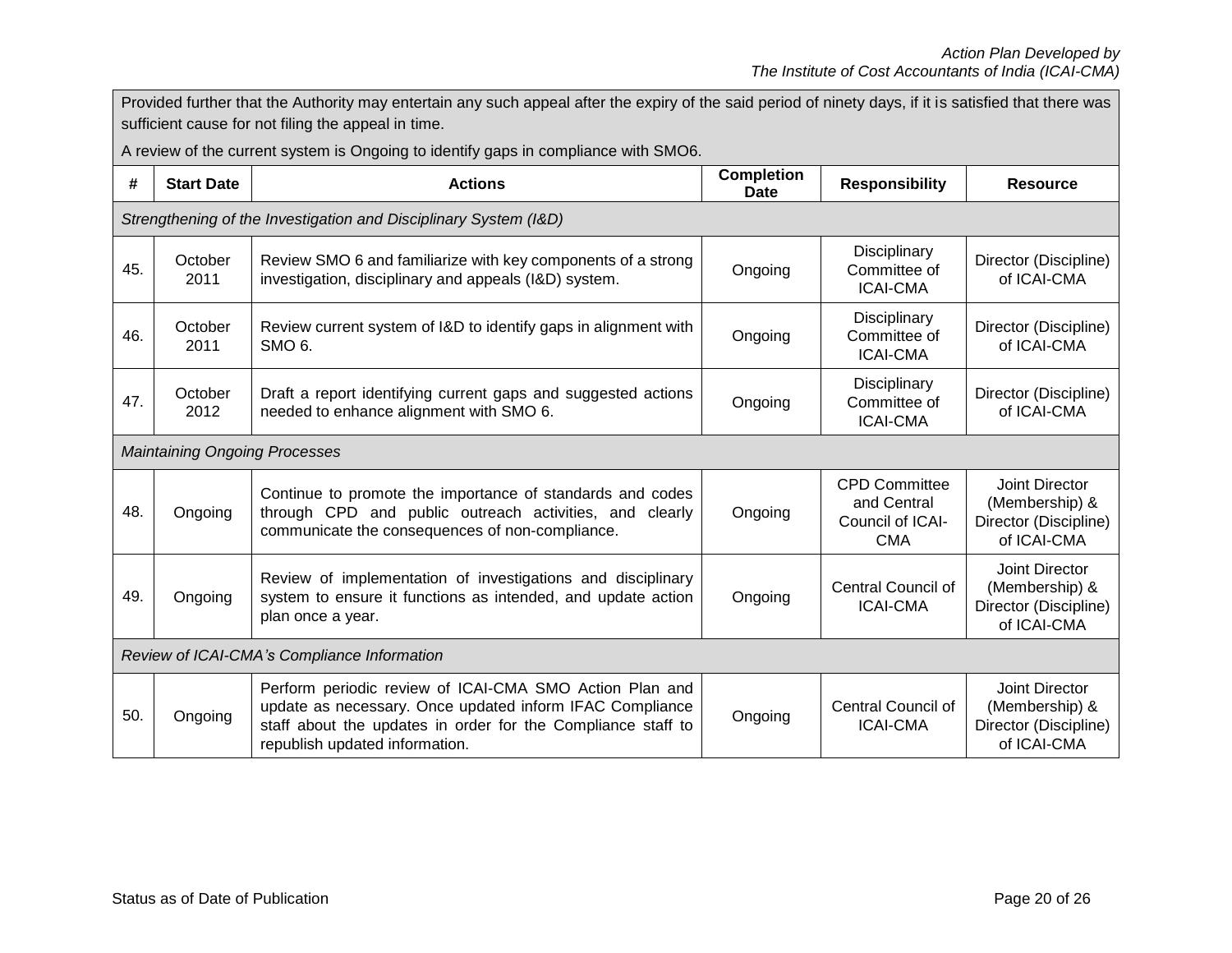Provided further that the Authority may entertain any such appeal after the expiry of the said period of ninety days, if it is satisfied that there was sufficient cause for not filing the appeal in time.

A review of the current system is Ongoing to identify gaps in compliance with SMO6.

| # | Start Date | Actions | Completion Date | Responsibility | Resource |
|---|---|---|---|---|---|
| *Strengthening of the Investigation and Disciplinary System (I&D)* | | | | | |
| 45. | October 2011 | Review SMO 6 and familiarize with key components of a strong investigation, disciplinary and appeals (I&D) system. | Ongoing | Disciplinary Committee of ICAI-CMA | Director (Discipline) of ICAI-CMA |
| 46. | October 2011 | Review current system of I&D to identify gaps in alignment with SMO 6. | Ongoing | Disciplinary Committee of ICAI-CMA | Director (Discipline) of ICAI-CMA |
| 47. | October 2012 | Draft a report identifying current gaps and suggested actions needed to enhance alignment with SMO 6. | Ongoing | Disciplinary Committee of ICAI-CMA | Director (Discipline) of ICAI-CMA |
| *Maintaining Ongoing Processes* | | | | | |
| 48. | Ongoing | Continue to promote the importance of standards and codes through CPD and public outreach activities, and clearly communicate the consequences of non-compliance. | Ongoing | CPD Committee and Central Council of ICAI-CMA | Joint Director (Membership) & Director (Discipline) of ICAI-CMA |
| 49. | Ongoing | Review of implementation of investigations and disciplinary system to ensure it functions as intended, and update action plan once a year. | Ongoing | Central Council of ICAI-CMA | Joint Director (Membership) & Director (Discipline) of ICAI-CMA |
| *Review of ICAI-CMA's Compliance Information* | | | | | |
| 50. | Ongoing | Perform periodic review of ICAI-CMA SMO Action Plan and update as necessary. Once updated inform IFAC Compliance staff about the updates in order for the Compliance staff to republish updated information. | Ongoing | Central Council of ICAI-CMA | Joint Director (Membership) & Director (Discipline) of ICAI-CMA |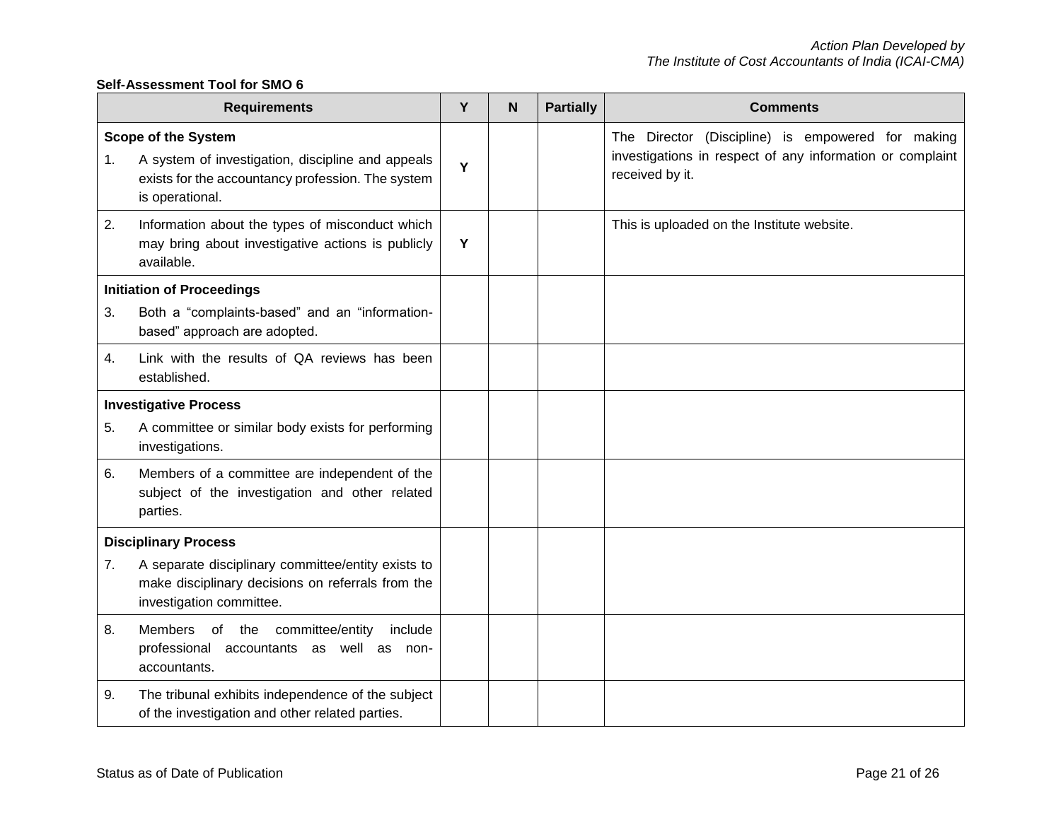**Self-Assessment Tool for SMO 6**

| Requirements | Y | N | Partially | Comments |
|---|---|---|---|---|
| **Scope of the System** | | | | |
| 1. A system of investigation, discipline and appeals exists for the accountancy profession. The system is operational. | Y | | | The Director (Discipline) is empowered for making investigations in respect of any information or complaint received by it. |
| 2. Information about the types of misconduct which may bring about investigative actions is publicly available. | Y | | | This is uploaded on the Institute website. |
| **Initiation of Proceedings** | | | | |
| 3. Both a "complaints-based" and an "information-based" approach are adopted. | | | | |
| 4. Link with the results of QA reviews has been established. | | | | |
| **Investigative Process** | | | | |
| 5. A committee or similar body exists for performing investigations. | | | | |
| 6. Members of a committee are independent of the subject of the investigation and other related parties. | | | | |
| **Disciplinary Process** | | | | |
| 7. A separate disciplinary committee/entity exists to make disciplinary decisions on referrals from the investigation committee. | | | | |
| 8. Members of the committee/entity include professional accountants as well as non-accountants. | | | | |
| 9. The tribunal exhibits independence of the subject of the investigation and other related parties. | | | | |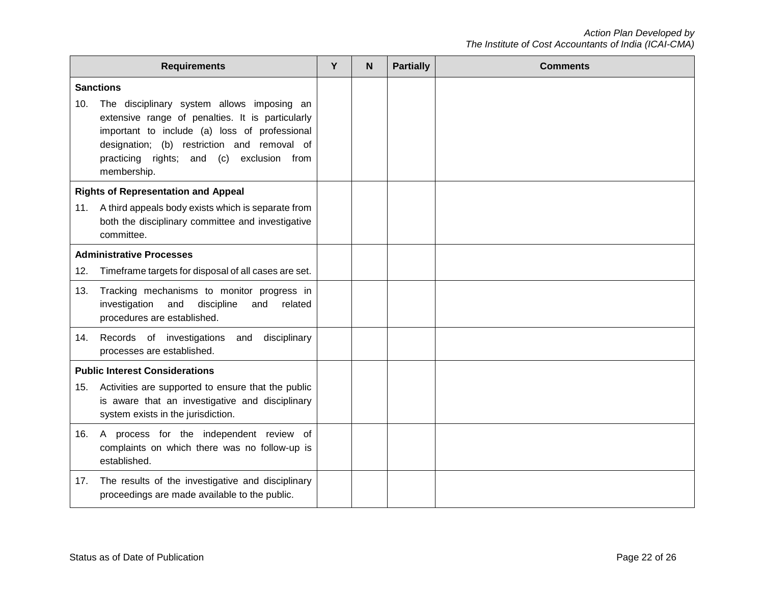| Requirements | Y | N | Partially | Comments |
|---|---|---|---|---|
| **Sanctions** | | | | |
| 10. The disciplinary system allows imposing an extensive range of penalties. It is particularly important to include (a) loss of professional designation; (b) restriction and removal of practicing rights; and (c) exclusion from membership. | | | | |
| **Rights of Representation and Appeal** | | | | |
| 11. A third appeals body exists which is separate from both the disciplinary committee and investigative committee. | | | | |
| **Administrative Processes** | | | | |
| 12. Timeframe targets for disposal of all cases are set. | | | | |
| 13. Tracking mechanisms to monitor progress in investigation and discipline and related procedures are established. | | | | |
| 14. Records of investigations and disciplinary processes are established. | | | | |
| **Public Interest Considerations** | | | | |
| 15. Activities are supported to ensure that the public is aware that an investigative and disciplinary system exists in the jurisdiction. | | | | |
| 16. A process for the independent review of complaints on which there was no follow-up is established. | | | | |
| 17. The results of the investigative and disciplinary proceedings are made available to the public. | | | | |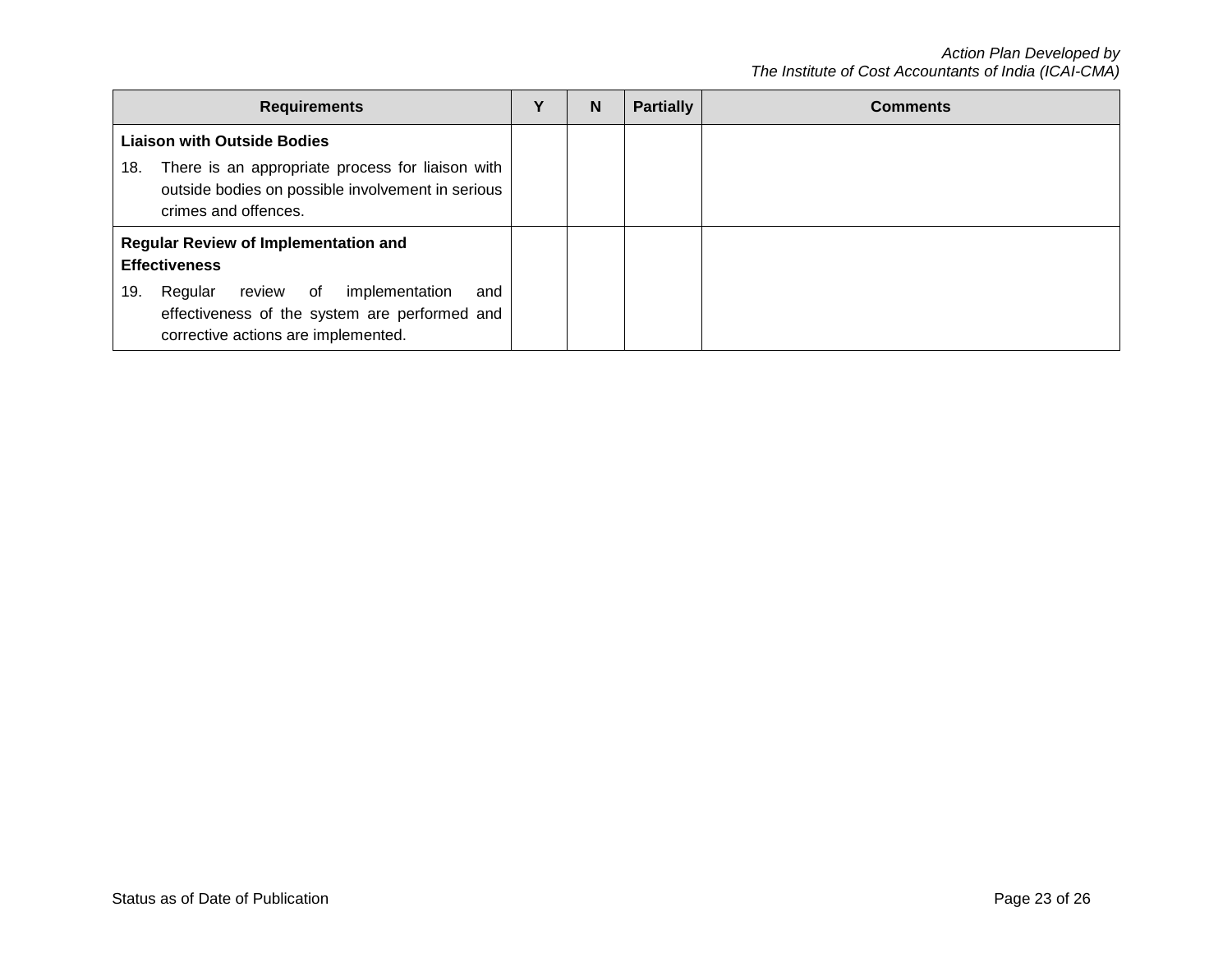| Requirements | Y | N | Partially | Comments |
|---|---|---|---|---|
| **Liaison with Outside Bodies**<br>18. There is an appropriate process for liaison with outside bodies on possible involvement in serious crimes and offences. | | | | |
| **Regular Review of Implementation and Effectiveness**<br>19. Regular review of implementation and effectiveness of the system are performed and corrective actions are implemented. | | | | |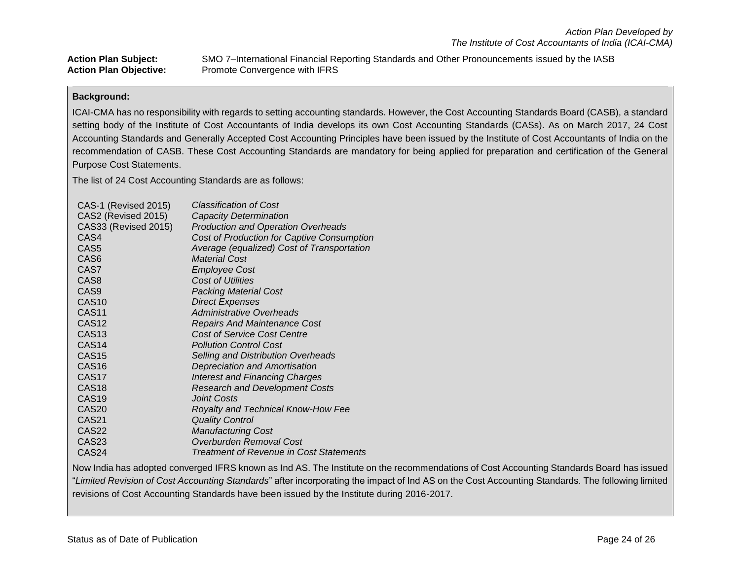*Action Plan Developed by*
*The Institute of Cost Accountants of India (ICAI-CMA)*

**Action Plan Subject:** SMO 7–International Financial Reporting Standards and Other Pronouncements issued by the IASB
**Action Plan Objective:** Promote Convergence with IFRS

**Background:**

ICAI-CMA has no responsibility with regards to setting accounting standards. However, the Cost Accounting Standards Board (CASB), a standard setting body of the Institute of Cost Accountants of India develops its own Cost Accounting Standards (CASs). As on March 2017, 24 Cost Accounting Standards and Generally Accepted Cost Accounting Principles have been issued by the Institute of Cost Accountants of India on the recommendation of CASB. These Cost Accounting Standards are mandatory for being applied for preparation and certification of the General Purpose Cost Statements.

The list of 24 Cost Accounting Standards are as follows:

| | |
|---|---|
| CAS-1 (Revised 2015) | *Classification of Cost* |
| CAS2 (Revised 2015) | *Capacity Determination* |
| CAS33 (Revised 2015) | *Production and Operation Overheads* |
| CAS4 | *Cost of Production for Captive Consumption* |
| CAS5 | *Average (equalized) Cost of Transportation* |
| CAS6 | *Material Cost* |
| CAS7 | *Employee Cost* |
| CAS8 | *Cost of Utilities* |
| CAS9 | *Packing Material Cost* |
| CAS10 | *Direct Expenses* |
| CAS11 | *Administrative Overheads* |
| CAS12 | *Repairs And Maintenance Cost* |
| CAS13 | *Cost of Service Cost Centre* |
| CAS14 | *Pollution Control Cost* |
| CAS15 | *Selling and Distribution Overheads* |
| CAS16 | *Depreciation and Amortisation* |
| CAS17 | *Interest and Financing Charges* |
| CAS18 | *Research and Development Costs* |
| CAS19 | *Joint Costs* |
| CAS20 | *Royalty and Technical Know-How Fee* |
| CAS21 | *Quality Control* |
| CAS22 | *Manufacturing Cost* |
| CAS23 | *Overburden Removal Cost* |
| CAS24 | *Treatment of Revenue in Cost Statements* |

Now India has adopted converged IFRS known as Ind AS. The Institute on the recommendations of Cost Accounting Standards Board has issued "*Limited Revision of Cost Accounting Standards*" after incorporating the impact of Ind AS on the Cost Accounting Standards. The following limited revisions of Cost Accounting Standards have been issued by the Institute during 2016-2017.

Status as of Date of Publication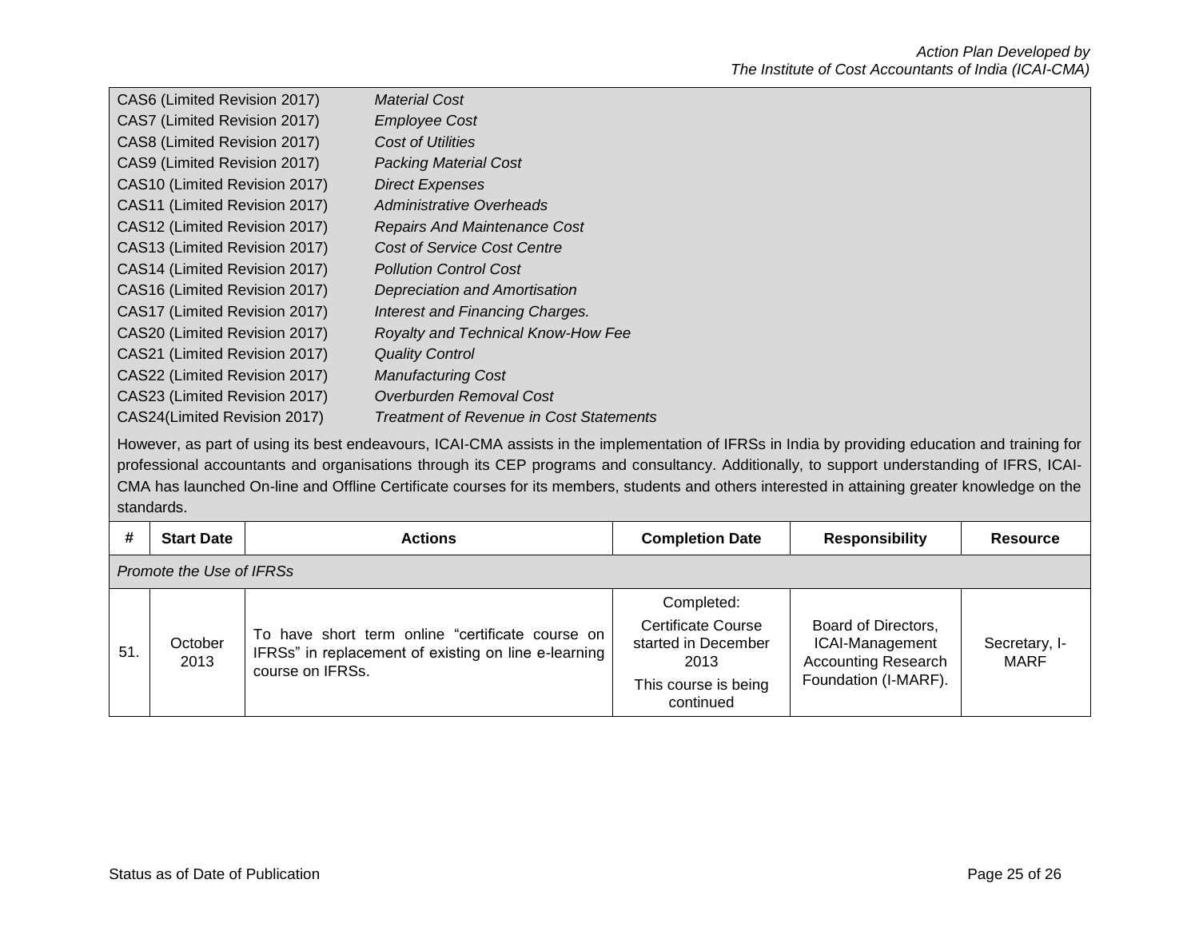| | |
|---|---|
| CAS6 (Limited Revision 2017) | *Material Cost* |
| CAS7 (Limited Revision 2017) | *Employee Cost* |
| CAS8 (Limited Revision 2017) | *Cost of Utilities* |
| CAS9 (Limited Revision 2017) | *Packing Material Cost* |
| CAS10 (Limited Revision 2017) | *Direct Expenses* |
| CAS11 (Limited Revision 2017) | *Administrative Overheads* |
| CAS12 (Limited Revision 2017) | *Repairs And Maintenance Cost* |
| CAS13 (Limited Revision 2017) | *Cost of Service Cost Centre* |
| CAS14 (Limited Revision 2017) | *Pollution Control Cost* |
| CAS16 (Limited Revision 2017) | *Depreciation and Amortisation* |
| CAS17 (Limited Revision 2017) | *Interest and Financing Charges.* |
| CAS20 (Limited Revision 2017) | *Royalty and Technical Know-How Fee* |
| CAS21 (Limited Revision 2017) | *Quality Control* |
| CAS22 (Limited Revision 2017) | *Manufacturing Cost* |
| CAS23 (Limited Revision 2017) | *Overburden Removal Cost* |
| CAS24(Limited Revision 2017) | *Treatment of Revenue in Cost Statements* |

However, as part of using its best endeavours, ICAI-CMA assists in the implementation of IFRSs in India by providing education and training for professional accountants and organisations through its CEP programs and consultancy. Additionally, to support understanding of IFRS, ICAI-CMA has launched On-line and Offline Certificate courses for its members, students and others interested in attaining greater knowledge on the standards.

| # | Start Date | Actions | Completion Date | Responsibility | Resource |
|---|---|---|---|---|---|
| *Promote the Use of IFRSs* | | | | | |
| 51. | October 2013 | To have short term online "certificate course on IFRSs" in replacement of existing on line e-learning course on IFRSs. | Completed: Certificate Course started in December 2013 This course is being continued | Board of Directors, ICAI-Management Accounting Research Foundation (I-MARF). | Secretary, I-MARF |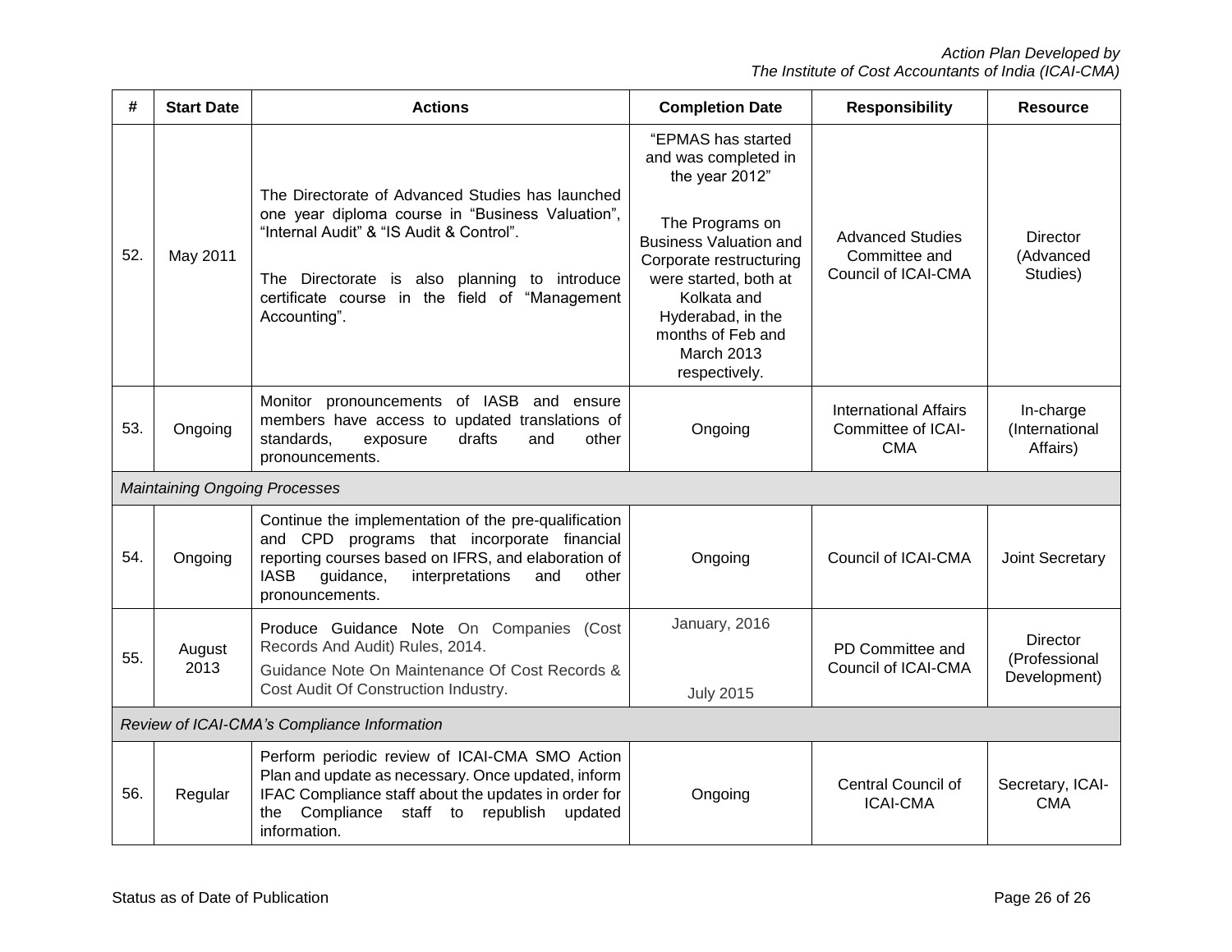| # | Start Date | Actions | Completion Date | Responsibility | Resource |
|---|---|---|---|---|---|
| 52. | May 2011 | The Directorate of Advanced Studies has launched one year diploma course in "Business Valuation", "Internal Audit" & "IS Audit & Control".<br><br>The Directorate is also planning to introduce certificate course in the field of "Management Accounting". | "EPMAS has started and was completed in the year 2012"<br><br>The Programs on Business Valuation and Corporate restructuring were started, both at Kolkata and Hyderabad, in the months of Feb and March 2013 respectively. | Advanced Studies Committee and Council of ICAI-CMA | Director (Advanced Studies) |
| 53. | Ongoing | Monitor pronouncements of IASB and ensure members have access to updated translations of standards, exposure drafts and other pronouncements. | Ongoing | International Affairs Committee of ICAI-CMA | In-charge (International Affairs) |
| *Maintaining Ongoing Processes* | | | | | |
| 54. | Ongoing | Continue the implementation of the pre-qualification and CPD programs that incorporate financial reporting courses based on IFRS, and elaboration of IASB guidance, interpretations and other pronouncements. | Ongoing | Council of ICAI-CMA | Joint Secretary |
| 55. | August 2013 | Produce Guidance Note On Companies (Cost Records And Audit) Rules, 2014.<br>Guidance Note On Maintenance Of Cost Records & Cost Audit Of Construction Industry. | January, 2016<br><br>July 2015 | PD Committee and Council of ICAI-CMA | Director (Professional Development) |
| *Review of ICAI-CMA's Compliance Information* | | | | | |
| 56. | Regular | Perform periodic review of ICAI-CMA SMO Action Plan and update as necessary. Once updated, inform IFAC Compliance staff about the updates in order for the Compliance staff to republish updated information. | Ongoing | Central Council of ICAI-CMA | Secretary, ICAI-CMA |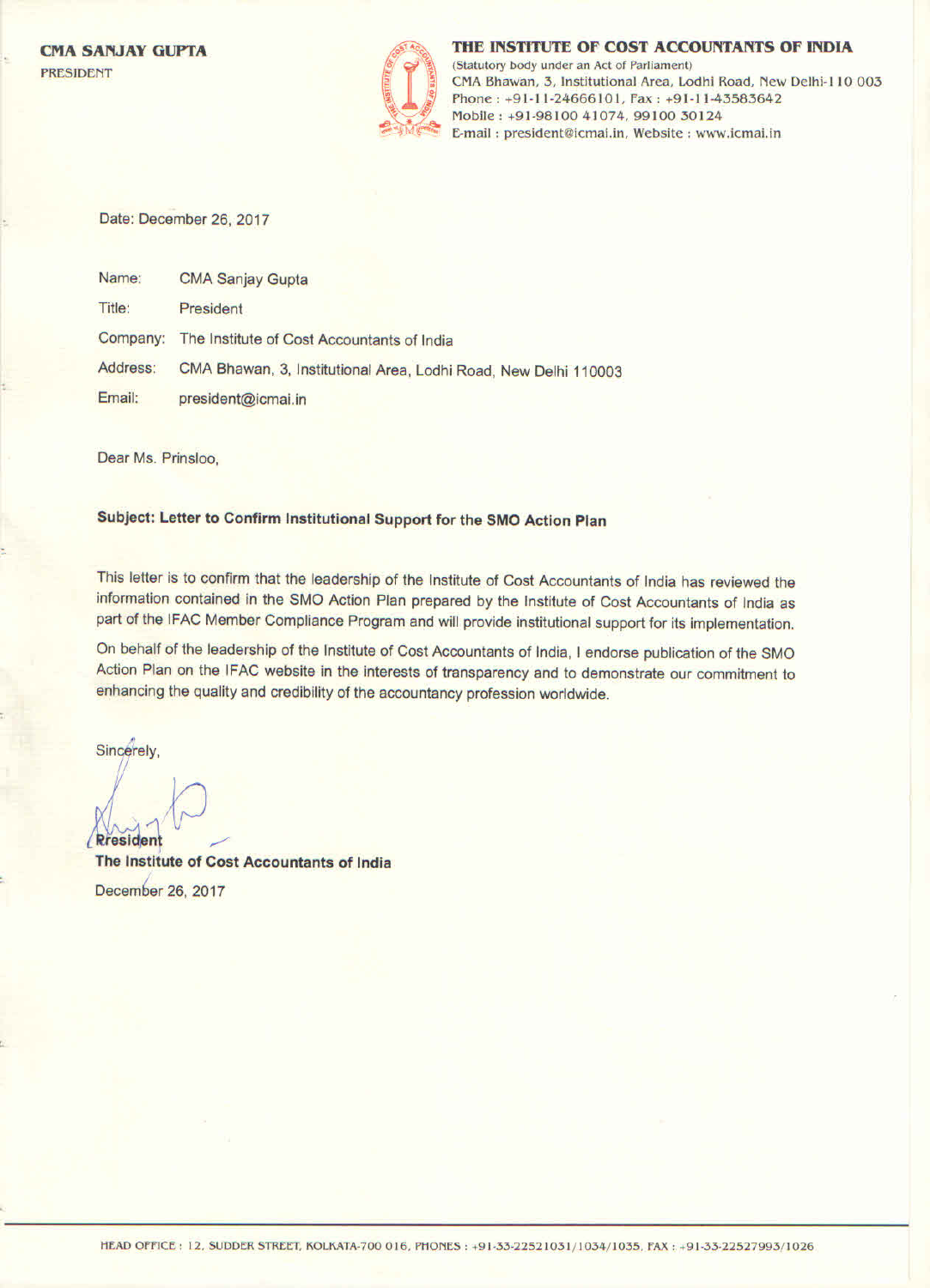**CMA SANJAY GUPTA**
PRESIDENT

**THE INSTITUTE OF COST ACCOUNTANTS OF INDIA**
(Statutory body under an Act of Parliament)
CMA Bhawan, 3, Institutional Area, Lodhi Road, New Delhi-110 003
Phone : +91-11-24666101, Fax : +91-11-43583642
Mobile : +91-98100 41074, 99100 30124
E-mail : president@icmai.in, Website : www.icmai.in

Date: December 26, 2017

| | |
|---|---|
| Name: | CMA Sanjay Gupta |
| Title: | President |
| Company: | The Institute of Cost Accountants of India |
| Address: | CMA Bhawan, 3, Institutional Area, Lodhi Road, New Delhi 110003 |
| Email: | president@icmai.in |

Dear Ms. Prinsloo,

**Subject: Letter to Confirm Institutional Support for the SMO Action Plan**

This letter is to confirm that the leadership of the Institute of Cost Accountants of India has reviewed the information contained in the SMO Action Plan prepared by the Institute of Cost Accountants of India as part of the IFAC Member Compliance Program and will provide institutional support for its implementation.

On behalf of the leadership of the Institute of Cost Accountants of India, I endorse publication of the SMO Action Plan on the IFAC website in the interests of transparency and to demonstrate our commitment to enhancing the quality and credibility of the accountancy profession worldwide.

Sincerely,

**President**
**The Institute of Cost Accountants of India**
December 26, 2017

HEAD OFFICE : 12, SUDDER STREET, KOLKATA-700 016, PHONES : +91-33-22521031/1034/1035, FAX : +91-33-22527993/1026